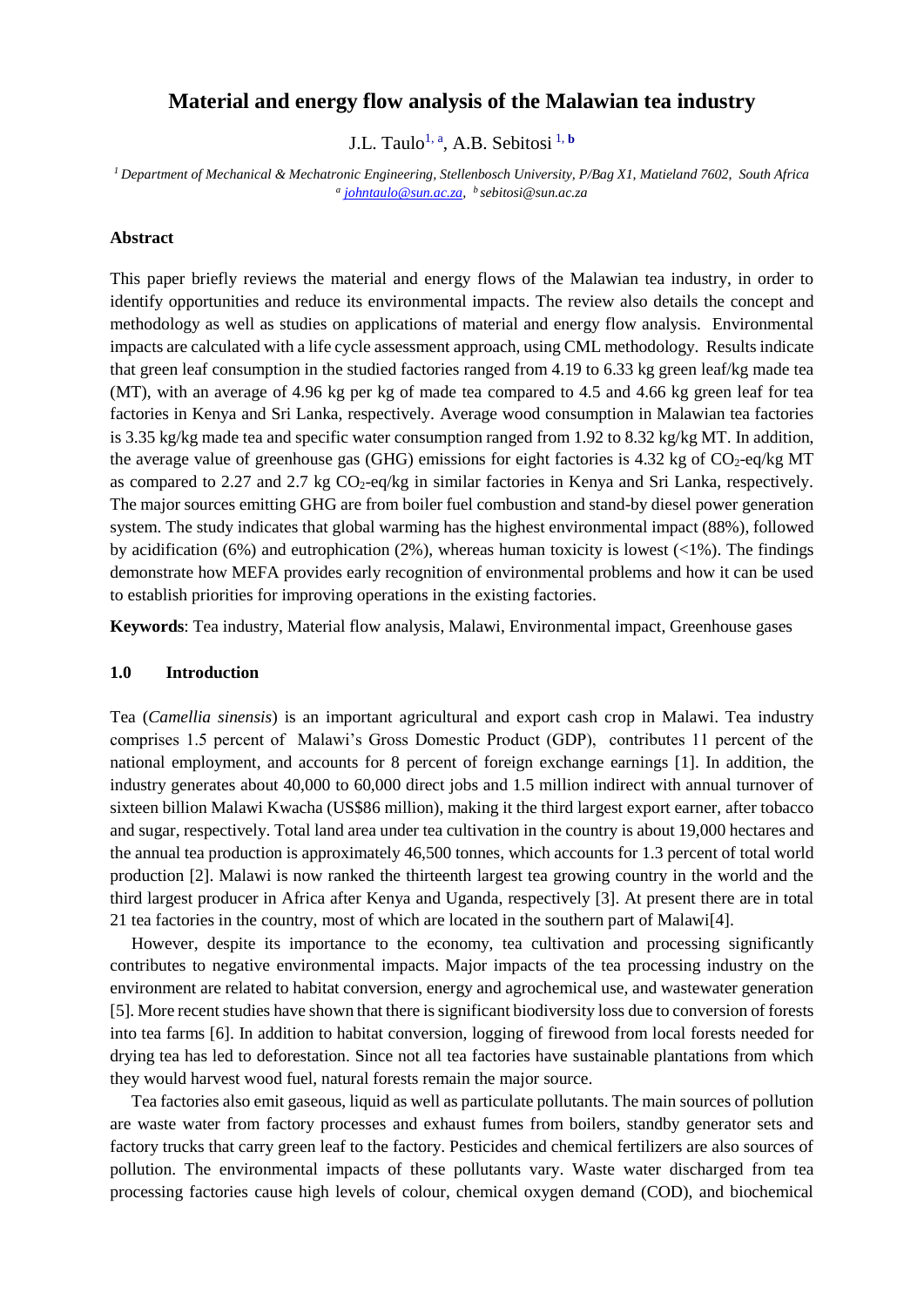# Material and energy flow analysis of the Malawian tea industry

J.L. Taulo[1, a], A.B. Sebitosi [1, b]

[1] Department of Mechanical & Mechatronic Engineering, Stellenbosch University, P/Bag X1, Matieland 7602, South Africa
[a] johntaulo@sun.ac.za, [b] sebitosi@sun.ac.za

## Abstract

This paper briefly reviews the material and energy flows of the Malawian tea industry, in order to identify opportunities and reduce its environmental impacts. The review also details the concept and methodology as well as studies on applications of material and energy flow analysis. Environmental impacts are calculated with a life cycle assessment approach, using CML methodology. Results indicate that green leaf consumption in the studied factories ranged from 4.19 to 6.33 kg green leaf/kg made tea (MT), with an average of 4.96 kg per kg of made tea compared to 4.5 and 4.66 kg green leaf for tea factories in Kenya and Sri Lanka, respectively. Average wood consumption in Malawian tea factories is 3.35 kg/kg made tea and specific water consumption ranged from 1.92 to 8.32 kg/kg MT. In addition, the average value of greenhouse gas (GHG) emissions for eight factories is 4.32 kg of $CO_2$-eq/kg MT as compared to 2.27 and 2.7 kg $CO_2$-eq/kg in similar factories in Kenya and Sri Lanka, respectively. The major sources emitting GHG are from boiler fuel combustion and stand-by diesel power generation system. The study indicates that global warming has the highest environmental impact (88%), followed by acidification (6%) and eutrophication (2%), whereas human toxicity is lowest (<1%). The findings demonstrate how MEFA provides early recognition of environmental problems and how it can be used to establish priorities for improving operations in the existing factories.

**Keywords**: Tea industry, Material flow analysis, Malawi, Environmental impact, Greenhouse gases

## 1.0 Introduction

Tea (*Camellia sinensis*) is an important agricultural and export cash crop in Malawi. Tea industry comprises 1.5 percent of Malawi's Gross Domestic Product (GDP), contributes 11 percent of the national employment, and accounts for 8 percent of foreign exchange earnings [1]. In addition, the industry generates about 40,000 to 60,000 direct jobs and 1.5 million indirect with annual turnover of sixteen billion Malawi Kwacha (US$86 million), making it the third largest export earner, after tobacco and sugar, respectively. Total land area under tea cultivation in the country is about 19,000 hectares and the annual tea production is approximately 46,500 tonnes, which accounts for 1.3 percent of total world production [2]. Malawi is now ranked the thirteenth largest tea growing country in the world and the third largest producer in Africa after Kenya and Uganda, respectively [3]. At present there are in total 21 tea factories in the country, most of which are located in the southern part of Malawi[4].

However, despite its importance to the economy, tea cultivation and processing significantly contributes to negative environmental impacts. Major impacts of the tea processing industry on the environment are related to habitat conversion, energy and agrochemical use, and wastewater generation [5]. More recent studies have shown that there is significant biodiversity loss due to conversion of forests into tea farms [6]. In addition to habitat conversion, logging of firewood from local forests needed for drying tea has led to deforestation. Since not all tea factories have sustainable plantations from which they would harvest wood fuel, natural forests remain the major source.

Tea factories also emit gaseous, liquid as well as particulate pollutants. The main sources of pollution are waste water from factory processes and exhaust fumes from boilers, standby generator sets and factory trucks that carry green leaf to the factory. Pesticides and chemical fertilizers are also sources of pollution. The environmental impacts of these pollutants vary. Waste water discharged from tea processing factories cause high levels of colour, chemical oxygen demand (COD), and biochemical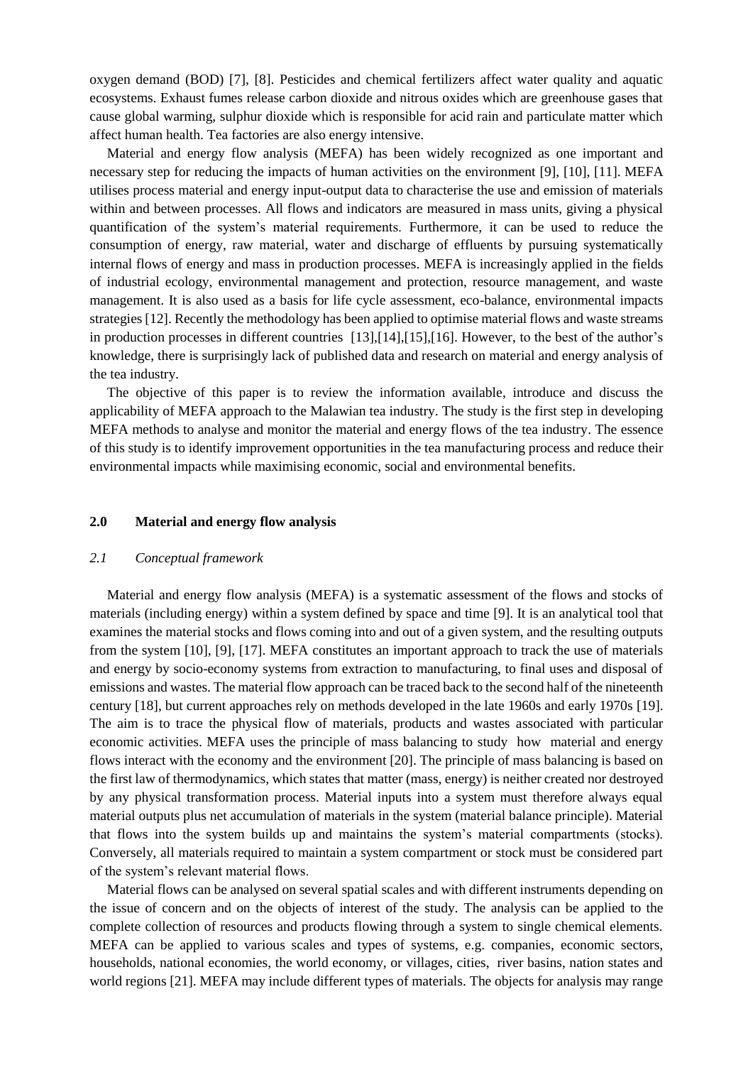oxygen demand (BOD) [7], [8]. Pesticides and chemical fertilizers affect water quality and aquatic ecosystems. Exhaust fumes release carbon dioxide and nitrous oxides which are greenhouse gases that cause global warming, sulphur dioxide which is responsible for acid rain and particulate matter which affect human health. Tea factories are also energy intensive.

Material and energy flow analysis (MEFA) has been widely recognized as one important and necessary step for reducing the impacts of human activities on the environment [9], [10], [11]. MEFA utilises process material and energy input-output data to characterise the use and emission of materials within and between processes. All flows and indicators are measured in mass units, giving a physical quantification of the system's material requirements. Furthermore, it can be used to reduce the consumption of energy, raw material, water and discharge of effluents by pursuing systematically internal flows of energy and mass in production processes. MEFA is increasingly applied in the fields of industrial ecology, environmental management and protection, resource management, and waste management. It is also used as a basis for life cycle assessment, eco-balance, environmental impacts strategies [12]. Recently the methodology has been applied to optimise material flows and waste streams in production processes in different countries [13],[14],[15],[16]. However, to the best of the author's knowledge, there is surprisingly lack of published data and research on material and energy analysis of the tea industry.

The objective of this paper is to review the information available, introduce and discuss the applicability of MEFA approach to the Malawian tea industry. The study is the first step in developing MEFA methods to analyse and monitor the material and energy flows of the tea industry. The essence of this study is to identify improvement opportunities in the tea manufacturing process and reduce their environmental impacts while maximising economic, social and environmental benefits.

## 2.0 Material and energy flow analysis

### *2.1 Conceptual framework*

Material and energy flow analysis (MEFA) is a systematic assessment of the flows and stocks of materials (including energy) within a system defined by space and time [9]. It is an analytical tool that examines the material stocks and flows coming into and out of a given system, and the resulting outputs from the system [10], [9], [17]. MEFA constitutes an important approach to track the use of materials and energy by socio-economy systems from extraction to manufacturing, to final uses and disposal of emissions and wastes. The material flow approach can be traced back to the second half of the nineteenth century [18], but current approaches rely on methods developed in the late 1960s and early 1970s [19]. The aim is to trace the physical flow of materials, products and wastes associated with particular economic activities. MEFA uses the principle of mass balancing to study how material and energy flows interact with the economy and the environment [20]. The principle of mass balancing is based on the first law of thermodynamics, which states that matter (mass, energy) is neither created nor destroyed by any physical transformation process. Material inputs into a system must therefore always equal material outputs plus net accumulation of materials in the system (material balance principle). Material that flows into the system builds up and maintains the system's material compartments (stocks). Conversely, all materials required to maintain a system compartment or stock must be considered part of the system's relevant material flows.

Material flows can be analysed on several spatial scales and with different instruments depending on the issue of concern and on the objects of interest of the study. The analysis can be applied to the complete collection of resources and products flowing through a system to single chemical elements. MEFA can be applied to various scales and types of systems, e.g. companies, economic sectors, households, national economies, the world economy, or villages, cities, river basins, nation states and world regions [21]. MEFA may include different types of materials. The objects for analysis may range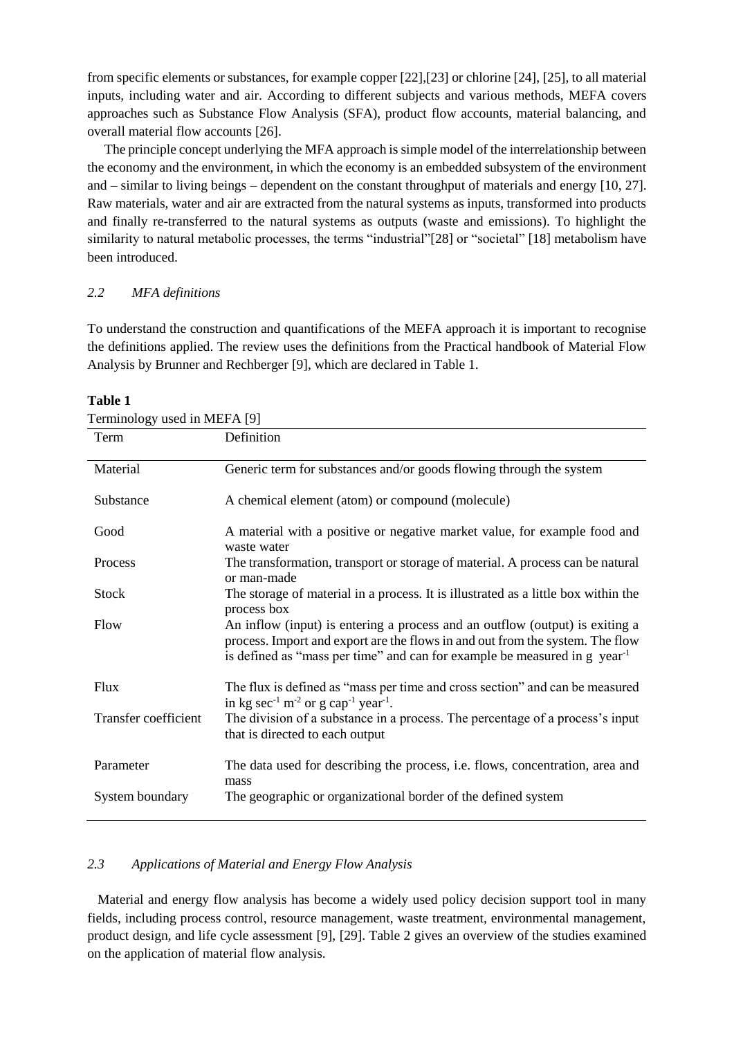from specific elements or substances, for example copper [22],[23] or chlorine [24], [25], to all material inputs, including water and air. According to different subjects and various methods, MEFA covers approaches such as Substance Flow Analysis (SFA), product flow accounts, material balancing, and overall material flow accounts [26].

The principle concept underlying the MFA approach is simple model of the interrelationship between the economy and the environment, in which the economy is an embedded subsystem of the environment and – similar to living beings – dependent on the constant throughput of materials and energy [10, 27]. Raw materials, water and air are extracted from the natural systems as inputs, transformed into products and finally re-transferred to the natural systems as outputs (waste and emissions). To highlight the similarity to natural metabolic processes, the terms "industrial"[28] or "societal" [18] metabolism have been introduced.

### *2.2 MFA definitions*

To understand the construction and quantifications of the MEFA approach it is important to recognise the definitions applied. The review uses the definitions from the Practical handbook of Material Flow Analysis by Brunner and Rechberger [9], which are declared in Table 1.

**Table 1**

Terminology used in MEFA [9]

| Term | Definition |
|---|---|
| Material | Generic term for substances and/or goods flowing through the system |
| Substance | A chemical element (atom) or compound (molecule) |
| Good | A material with a positive or negative market value, for example food and waste water |
| Process | The transformation, transport or storage of material. A process can be natural or man-made |
| Stock | The storage of material in a process. It is illustrated as a little box within the process box |
| Flow | An inflow (input) is entering a process and an outflow (output) is exiting a process. Import and export are the flows in and out from the system. The flow is defined as "mass per time" and can for example be measured in g $year^{-1}$ |
| Flux | The flux is defined as "mass per time and cross section" and can be measured in kg $sec^{-1}$ $m^{-2}$ or g $cap^{-1}$ $year^{-1}$. |
| Transfer coefficient | The division of a substance in a process. The percentage of a process's input that is directed to each output |
| Parameter | The data used for describing the process, i.e. flows, concentration, area and mass |
| System boundary | The geographic or organizational border of the defined system |

### *2.3 Applications of Material and Energy Flow Analysis*

Material and energy flow analysis has become a widely used policy decision support tool in many fields, including process control, resource management, waste treatment, environmental management, product design, and life cycle assessment [9], [29]. Table 2 gives an overview of the studies examined on the application of material flow analysis.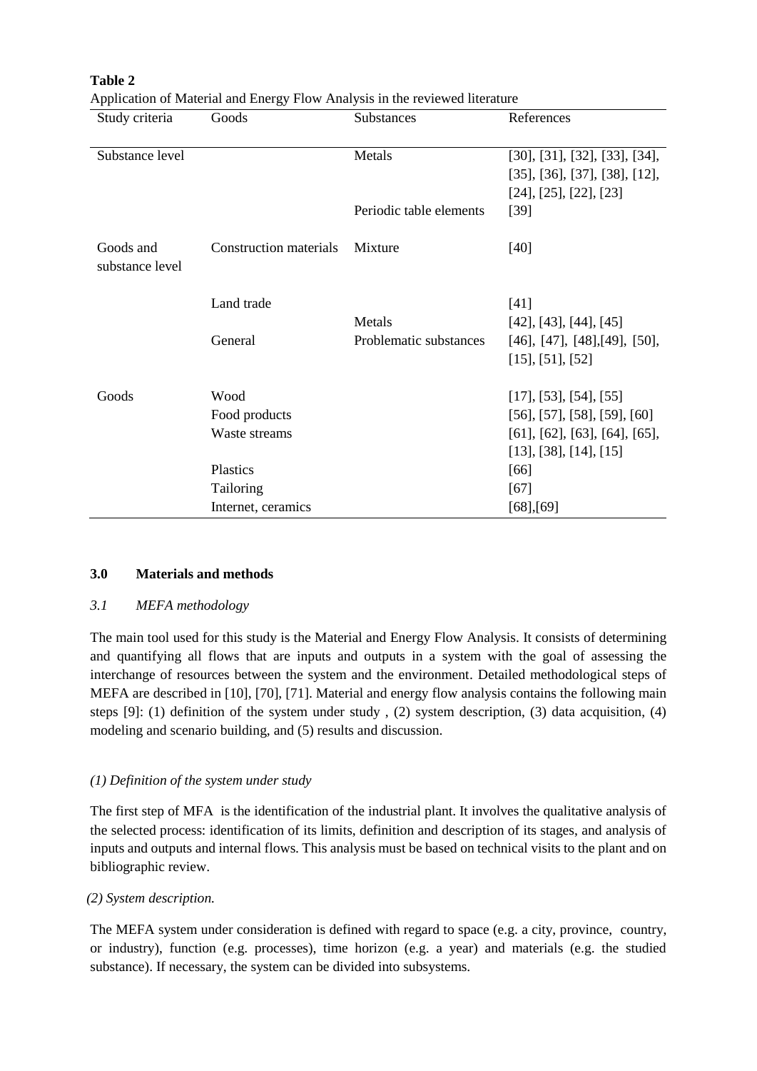**Table 2**

Application of Material and Energy Flow Analysis in the reviewed literature

| Study criteria | Goods | Substances | References |
|---|---|---|---|
| Substance level | | Metals | [30], [31], [32], [33], [34], [35], [36], [37], [38], [12], [24], [25], [22], [23] |
| | | Periodic table elements | [39] |
| Goods and substance level | Construction materials | Mixture | [40] |
| | Land trade | | [41] |
| | | Metals | [42], [43], [44], [45] |
| | General | Problematic substances | [46], [47], [48],[49], [50], [15], [51], [52] |
| Goods | Wood | | [17], [53], [54], [55] |
| | Food products | | [56], [57], [58], [59], [60] |
| | Waste streams | | [61], [62], [63], [64], [65], [13], [38], [14], [15] |
| | Plastics | | [66] |
| | Tailoring | | [67] |
| | Internet, ceramics | | [68],[69] |

## 3.0 Materials and methods

### *3.1 MEFA methodology*

The main tool used for this study is the Material and Energy Flow Analysis. It consists of determining and quantifying all flows that are inputs and outputs in a system with the goal of assessing the interchange of resources between the system and the environment. Detailed methodological steps of MEFA are described in [10], [70], [71]. Material and energy flow analysis contains the following main steps [9]: (1) definition of the system under study , (2) system description, (3) data acquisition, (4) modeling and scenario building, and (5) results and discussion.

*(1) Definition of the system under study*

The first step of MFA is the identification of the industrial plant. It involves the qualitative analysis of the selected process: identification of its limits, definition and description of its stages, and analysis of inputs and outputs and internal flows. This analysis must be based on technical visits to the plant and on bibliographic review.

*(2) System description.*

The MEFA system under consideration is defined with regard to space (e.g. a city, province, country, or industry), function (e.g. processes), time horizon (e.g. a year) and materials (e.g. the studied substance). If necessary, the system can be divided into subsystems.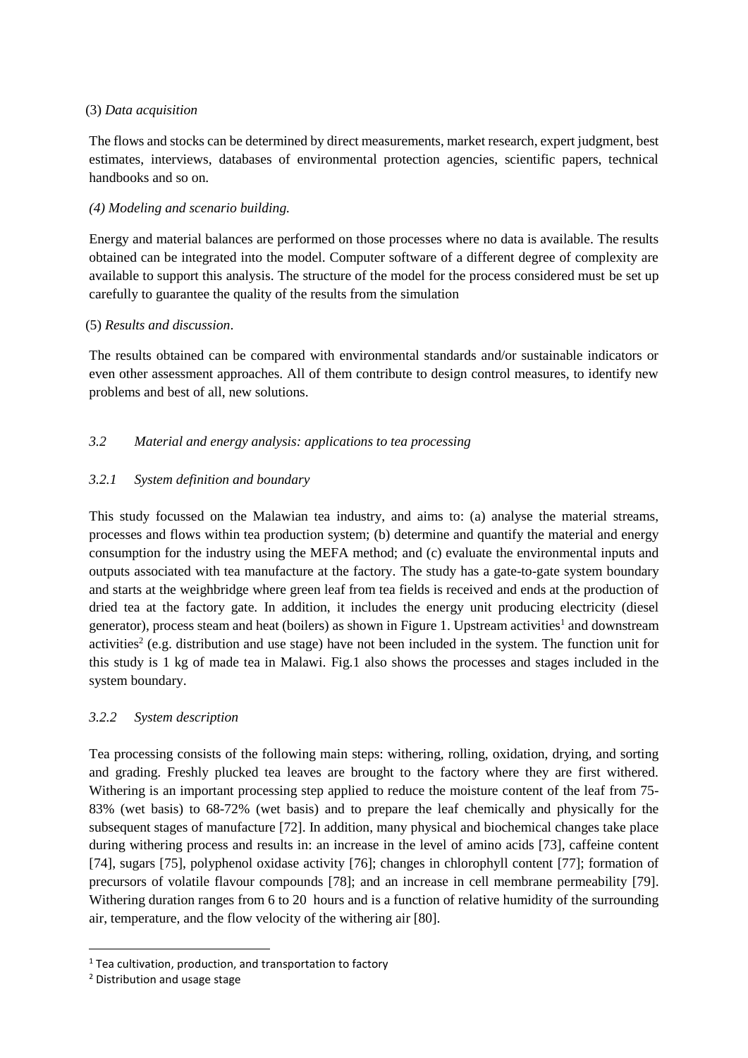(3) *Data acquisition*

The flows and stocks can be determined by direct measurements, market research, expert judgment, best estimates, interviews, databases of environmental protection agencies, scientific papers, technical handbooks and so on.

*(4) Modeling and scenario building.*

Energy and material balances are performed on those processes where no data is available. The results obtained can be integrated into the model. Computer software of a different degree of complexity are available to support this analysis. The structure of the model for the process considered must be set up carefully to guarantee the quality of the results from the simulation

(5) *Results and discussion*.

The results obtained can be compared with environmental standards and/or sustainable indicators or even other assessment approaches. All of them contribute to design control measures, to identify new problems and best of all, new solutions.

### *3.2 Material and energy analysis: applications to tea processing*

#### *3.2.1 System definition and boundary*

This study focussed on the Malawian tea industry, and aims to: (a) analyse the material streams, processes and flows within tea production system; (b) determine and quantify the material and energy consumption for the industry using the MEFA method; and (c) evaluate the environmental inputs and outputs associated with tea manufacture at the factory. The study has a gate-to-gate system boundary and starts at the weighbridge where green leaf from tea fields is received and ends at the production of dried tea at the factory gate. In addition, it includes the energy unit producing electricity (diesel generator), process steam and heat (boilers) as shown in Figure 1. Upstream activities[1] and downstream activities[2] (e.g. distribution and use stage) have not been included in the system. The function unit for this study is 1 kg of made tea in Malawi. Fig.1 also shows the processes and stages included in the system boundary.

#### *3.2.2 System description*

Tea processing consists of the following main steps: withering, rolling, oxidation, drying, and sorting and grading. Freshly plucked tea leaves are brought to the factory where they are first withered. Withering is an important processing step applied to reduce the moisture content of the leaf from 75-83% (wet basis) to 68-72% (wet basis) and to prepare the leaf chemically and physically for the subsequent stages of manufacture [72]. In addition, many physical and biochemical changes take place during withering process and results in: an increase in the level of amino acids [73], caffeine content [74], sugars [75], polyphenol oxidase activity [76]; changes in chlorophyll content [77]; formation of precursors of volatile flavour compounds [78]; and an increase in cell membrane permeability [79]. Withering duration ranges from 6 to 20 hours and is a function of relative humidity of the surrounding air, temperature, and the flow velocity of the withering air [80].

---

[1] Tea cultivation, production, and transportation to factory

[2] Distribution and usage stage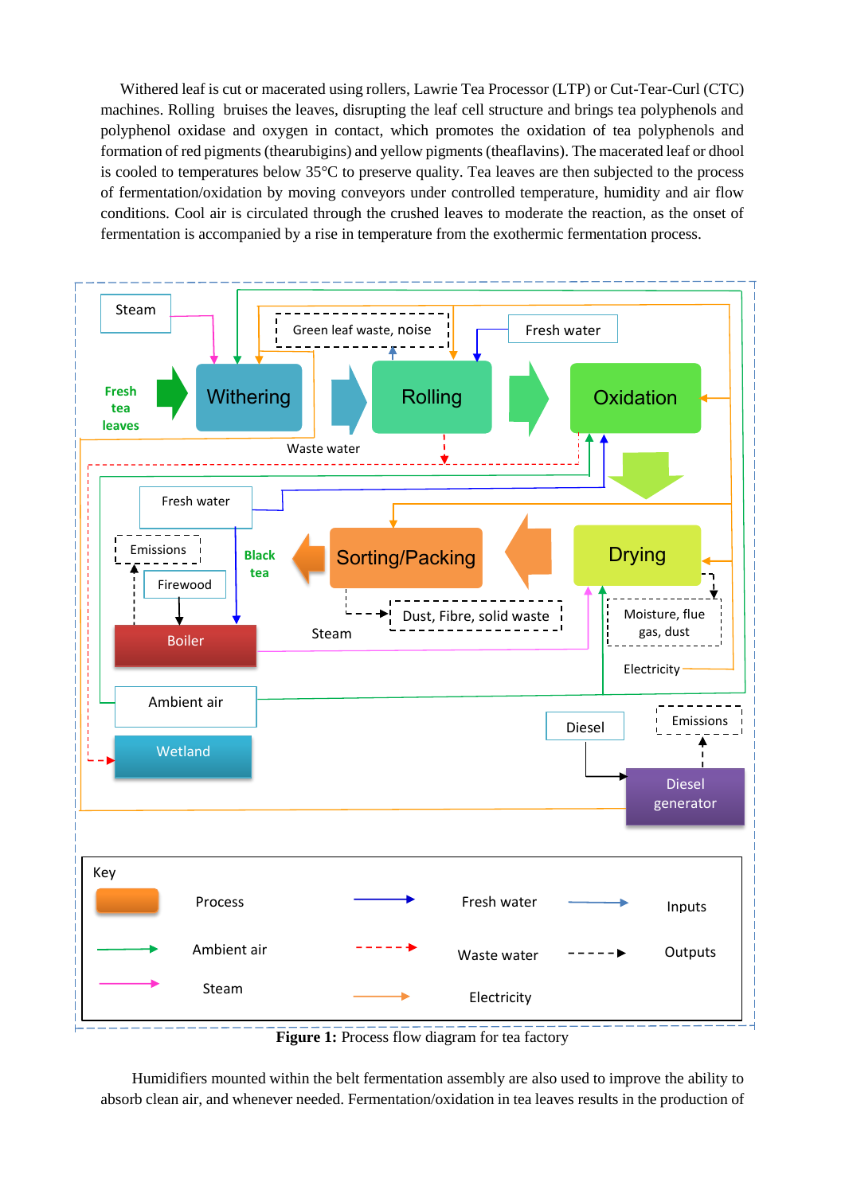Withered leaf is cut or macerated using rollers, Lawrie Tea Processor (LTP) or Cut-Tear-Curl (CTC) machines. Rolling bruises the leaves, disrupting the leaf cell structure and brings tea polyphenols and polyphenol oxidase and oxygen in contact, which promotes the oxidation of tea polyphenols and formation of red pigments (thearubigins) and yellow pigments (theaflavins). The macerated leaf or dhool is cooled to temperatures below 35°C to preserve quality. Tea leaves are then subjected to the process of fermentation/oxidation by moving conveyors under controlled temperature, humidity and air flow conditions. Cool air is circulated through the crushed leaves to moderate the reaction, as the onset of fermentation is accompanied by a rise in temperature from the exothermic fermentation process.

**Figure 1:** Process flow diagram for tea factory

Humidifiers mounted within the belt fermentation assembly are also used to improve the ability to absorb clean air, and whenever needed. Fermentation/oxidation in tea leaves results in the production of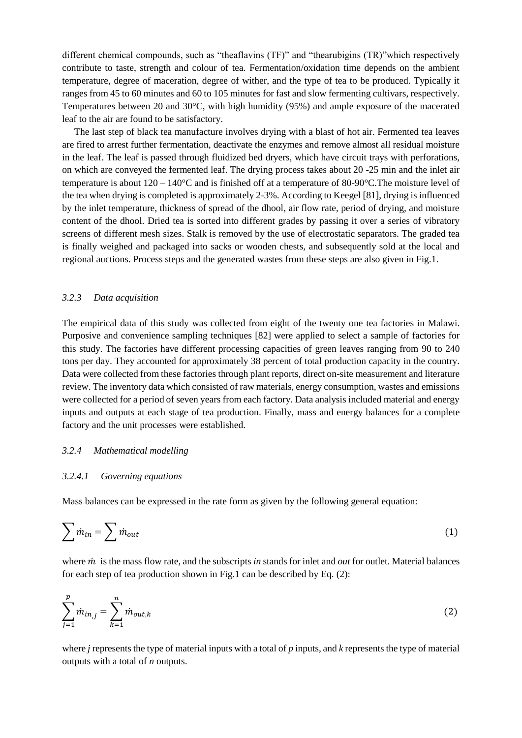different chemical compounds, such as “theaflavins (TF)” and “thearubigins (TR)”which respectively contribute to taste, strength and colour of tea. Fermentation/oxidation time depends on the ambient temperature, degree of maceration, degree of wither, and the type of tea to be produced. Typically it ranges from 45 to 60 minutes and 60 to 105 minutes for fast and slow fermenting cultivars, respectively. Temperatures between 20 and 30°C, with high humidity (95%) and ample exposure of the macerated leaf to the air are found to be satisfactory.

The last step of black tea manufacture involves drying with a blast of hot air. Fermented tea leaves are fired to arrest further fermentation, deactivate the enzymes and remove almost all residual moisture in the leaf. The leaf is passed through fluidized bed dryers, which have circuit trays with perforations, on which are conveyed the fermented leaf. The drying process takes about 20 -25 min and the inlet air temperature is about 120 – 140°C and is finished off at a temperature of 80-90°C.The moisture level of the tea when drying is completed is approximately 2-3%. According to Keegel [81], drying is influenced by the inlet temperature, thickness of spread of the dhool, air flow rate, period of drying, and moisture content of the dhool. Dried tea is sorted into different grades by passing it over a series of vibratory screens of different mesh sizes. Stalk is removed by the use of electrostatic separators. The graded tea is finally weighed and packaged into sacks or wooden chests, and subsequently sold at the local and regional auctions. Process steps and the generated wastes from these steps are also given in Fig.1.

#### *3.2.3 Data acquisition*

The empirical data of this study was collected from eight of the twenty one tea factories in Malawi. Purposive and convenience sampling techniques [82] were applied to select a sample of factories for this study. The factories have different processing capacities of green leaves ranging from 90 to 240 tons per day. They accounted for approximately 38 percent of total production capacity in the country. Data were collected from these factories through plant reports, direct on-site measurement and literature review. The inventory data which consisted of raw materials, energy consumption, wastes and emissions were collected for a period of seven years from each factory. Data analysis included material and energy inputs and outputs at each stage of tea production. Finally, mass and energy balances for a complete factory and the unit processes were established.

#### *3.2.4 Mathematical modelling*

##### *3.2.4.1 Governing equations*

Mass balances can be expressed in the rate form as given by the following general equation:

$$\sum \dot{m}_{in} = \sum \dot{m}_{out} \tag{1}$$

where $\dot{m}$ is the mass flow rate, and the subscripts *in* stands for inlet and *out* for outlet. Material balances for each step of tea production shown in Fig.1 can be described by Eq. (2):

$$\sum_{j=1}^{p} \dot{m}_{in,j} = \sum_{k=1}^{n} \dot{m}_{out,k} \tag{2}$$

where *j* represents the type of material inputs with a total of *p* inputs, and *k* represents the type of material outputs with a total of *n* outputs.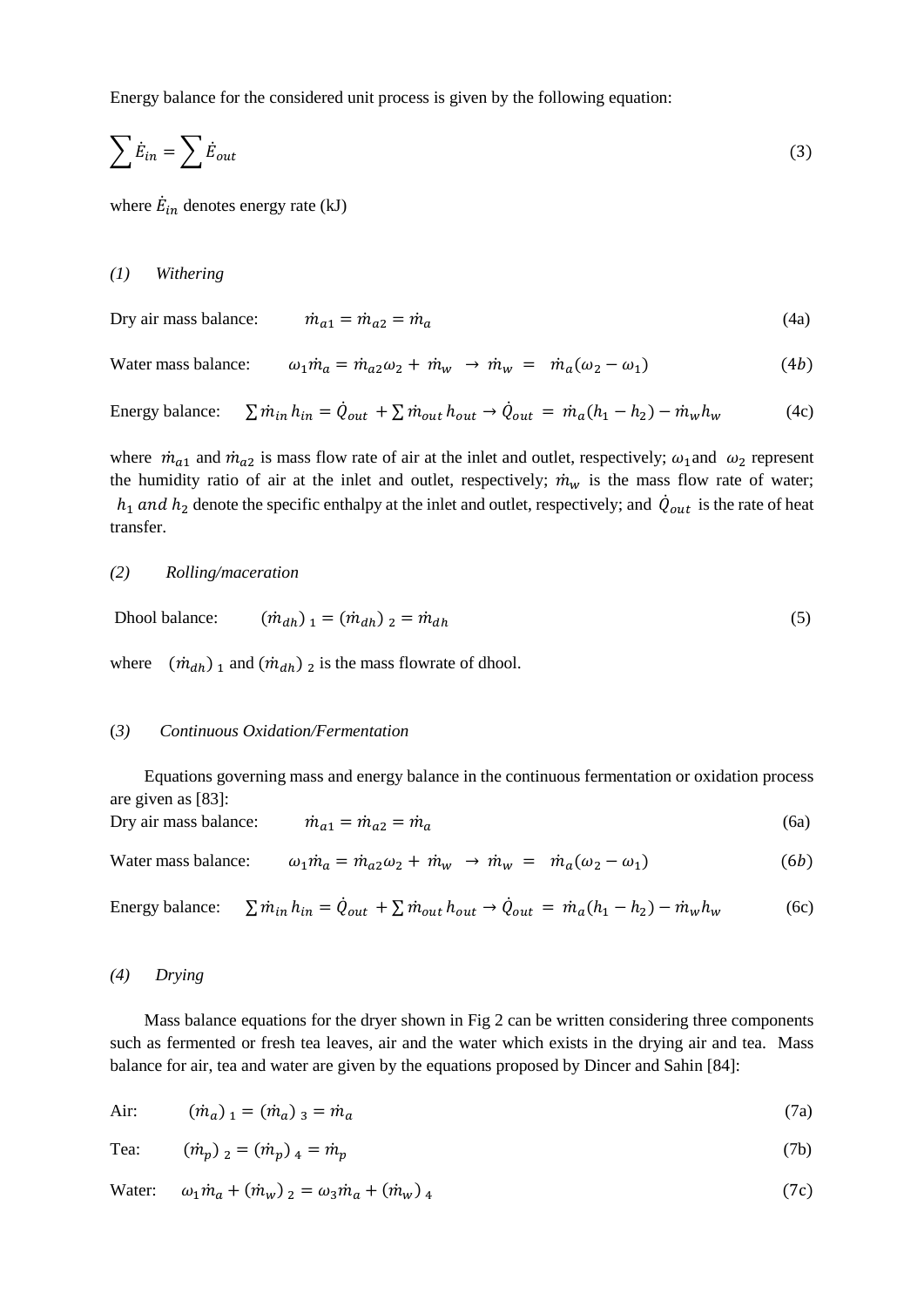Energy balance for the considered unit process is given by the following equation:

$$\sum \dot{E}_{in} = \sum \dot{E}_{out} \tag{3}$$

where $\dot{E}_{in}$ denotes energy rate (kJ)

*(1) Withering*

Dry air mass balance: $\dot{m}_{a1} = \dot{m}_{a2} = \dot{m}_a$ (4a)

Water mass balance: $\omega_1 \dot{m}_a = \dot{m}_{a2}\omega_2 + \dot{m}_w \rightarrow \dot{m}_w = \dot{m}_a(\omega_2 - \omega_1)$ (4b)

Energy balance: $\sum \dot{m}_{in} h_{in} = \dot{Q}_{out} + \sum \dot{m}_{out} h_{out} \rightarrow \dot{Q}_{out} = \dot{m}_a(h_1 - h_2) - \dot{m}_w h_w$ (4c)

where $\dot{m}_{a1}$ and $\dot{m}_{a2}$ is mass flow rate of air at the inlet and outlet, respectively; $\omega_1$ and $\omega_2$ represent the humidity ratio of air at the inlet and outlet, respectively; $\dot{m}_w$ is the mass flow rate of water; $h_1$ *and* $h_2$ denote the specific enthalpy at the inlet and outlet, respectively; and $\dot{Q}_{out}$ is the rate of heat transfer.

*(2) Rolling/maceration*

Dhool balance: $(\dot{m}_{dh})_1 = (\dot{m}_{dh})_2 = \dot{m}_{dh}$ (5)

where $(\dot{m}_{dh})_1$ and $(\dot{m}_{dh})_2$ is the mass flowrate of dhool.

*(3) Continuous Oxidation/Fermentation*

Equations governing mass and energy balance in the continuous fermentation or oxidation process are given as [83]:

Dry air mass balance: $\dot{m}_{a1} = \dot{m}_{a2} = \dot{m}_a$ (6a)

Water mass balance: $\omega_1 \dot{m}_a = \dot{m}_{a2}\omega_2 + \dot{m}_w \rightarrow \dot{m}_w = \dot{m}_a(\omega_2 - \omega_1)$ (6b)

Energy balance: $\sum \dot{m}_{in} h_{in} = \dot{Q}_{out} + \sum \dot{m}_{out} h_{out} \rightarrow \dot{Q}_{out} = \dot{m}_a(h_1 - h_2) - \dot{m}_w h_w$ (6c)

*(4) Drying*

Mass balance equations for the dryer shown in Fig 2 can be written considering three components such as fermented or fresh tea leaves, air and the water which exists in the drying air and tea. Mass balance for air, tea and water are given by the equations proposed by Dincer and Sahin [84]:

Air: $(\dot{m}_a)_1 = (\dot{m}_a)_3 = \dot{m}_a$ (7a)

Tea: $(\dot{m}_p)_2 = (\dot{m}_p)_4 = \dot{m}_p$ (7b)

Water: $\omega_1 \dot{m}_a + (\dot{m}_w)_2 = \omega_3 \dot{m}_a + (\dot{m}_w)_4$ (7c)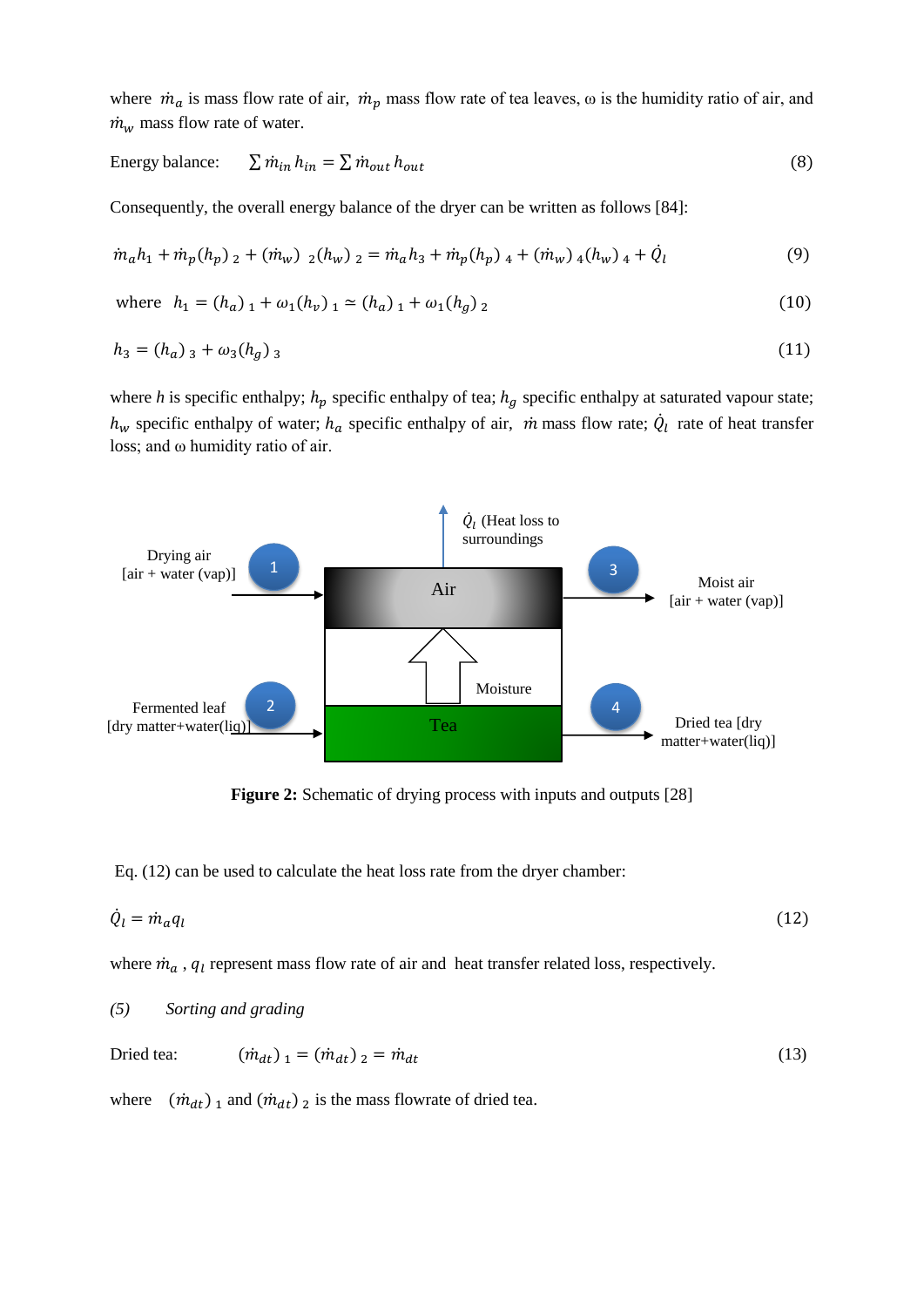where $\dot{m}_a$ is mass flow rate of air, $\dot{m}_p$ mass flow rate of tea leaves, ω is the humidity ratio of air, and $\dot{m}_w$ mass flow rate of water.

Energy balance: $\sum \dot{m}_{in}\, h_{in} = \sum \dot{m}_{out}\, h_{out}$ (8)

Consequently, the overall energy balance of the dryer can be written as follows [84]:

$$\dot{m}_a h_1 + \dot{m}_p (h_p)_2 + (\dot{m}_w)_2 (h_w)_2 = \dot{m}_a h_3 + \dot{m}_p (h_p)_4 + (\dot{m}_w)_4 (h_w)_4 + \dot{Q}_l \quad (9)$$

where $h_1 = (h_a)_1 + \omega_1 (h_v)_1 \simeq (h_a)_1 + \omega_1 (h_g)_2$ (10)

$$h_3 = (h_a)_3 + \omega_3 (h_g)_3 \quad (11)$$

where $h$ is specific enthalpy; $h_p$ specific enthalpy of tea; $h_g$ specific enthalpy at saturated vapour state; $h_w$ specific enthalpy of water; $h_a$ specific enthalpy of air, $\dot{m}$ mass flow rate; $\dot{Q}_l$ rate of heat transfer loss; and ω humidity ratio of air.

Figure 2: Schematic of drying process with inputs and outputs [28]

Eq. (12) can be used to calculate the heat loss rate from the dryer chamber:

$$\dot{Q}_l = \dot{m}_a q_l \quad (12)$$

where $\dot{m}_a$ , $q_l$ represent mass flow rate of air and heat transfer related loss, respectively.

*(5) Sorting and grading*

Dried tea: $(\dot{m}_{dt})_1 = (\dot{m}_{dt})_2 = \dot{m}_{dt}$ (13)

where $(\dot{m}_{dt})_1$ and $(\dot{m}_{dt})_2$ is the mass flowrate of dried tea.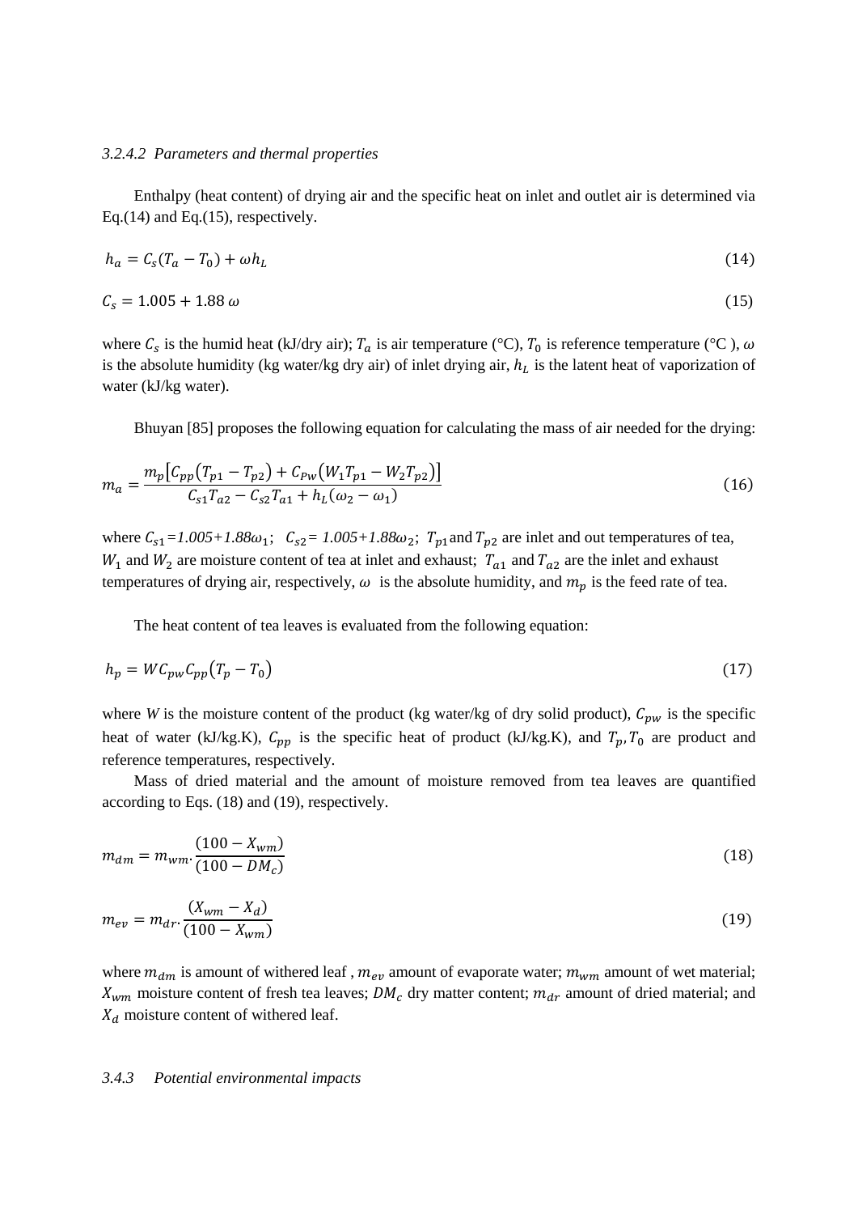### *3.2.4.2 Parameters and thermal properties*

Enthalpy (heat content) of drying air and the specific heat on inlet and outlet air is determined via Eq.(14) and Eq.(15), respectively.

$$h_a = C_s(T_a - T_0) + \omega h_L \tag{14}$$

$$C_s = 1.005 + 1.88\,\omega \tag{15}$$

where $C_s$ is the humid heat (kJ/dry air); $T_a$ is air temperature (°C), $T_0$ is reference temperature (°C ), $\omega$ is the absolute humidity (kg water/kg dry air) of inlet drying air, $h_L$ is the latent heat of vaporization of water (kJ/kg water).

Bhuyan [85] proposes the following equation for calculating the mass of air needed for the drying:

$$m_a = \frac{m_p\left[C_{pp}\left(T_{p1} - T_{p2}\right) + C_{Pw}\left(W_1 T_{p1} - W_2 T_{p2}\right)\right]}{C_{s1}T_{a2} - C_{s2}T_{a1} + h_L(\omega_2 - \omega_1)} \tag{16}$$

where $C_{s1}=1.005+1.88\omega_1$; $C_{s2}= 1.005+1.88\omega_2$; $T_{p1}$ and $T_{p2}$ are inlet and out temperatures of tea, $W_1$ and $W_2$ are moisture content of tea at inlet and exhaust; $T_{a1}$ and $T_{a2}$ are the inlet and exhaust temperatures of drying air, respectively, $\omega$ is the absolute humidity, and $m_p$ is the feed rate of tea.

The heat content of tea leaves is evaluated from the following equation:

$$h_p = W C_{pw} C_{pp}\left(T_p - T_0\right) \tag{17}$$

where $W$ is the moisture content of the product (kg water/kg of dry solid product), $C_{pw}$ is the specific heat of water (kJ/kg.K), $C_{pp}$ is the specific heat of product (kJ/kg.K), and $T_p, T_0$ are product and reference temperatures, respectively.

Mass of dried material and the amount of moisture removed from tea leaves are quantified according to Eqs. (18) and (19), respectively.

$$m_{dm} = m_{wm} \cdot \frac{(100 - X_{wm})}{(100 - DM_c)} \tag{18}$$

$$m_{ev} = m_{dr} \cdot \frac{(X_{wm} - X_d)}{(100 - X_{wm})} \tag{19}$$

where $m_{dm}$ is amount of withered leaf , $m_{ev}$ amount of evaporate water; $m_{wm}$ amount of wet material; $X_{wm}$ moisture content of fresh tea leaves; $DM_c$ dry matter content; $m_{dr}$ amount of dried material; and $X_d$ moisture content of withered leaf.

### *3.4.3 Potential environmental impacts*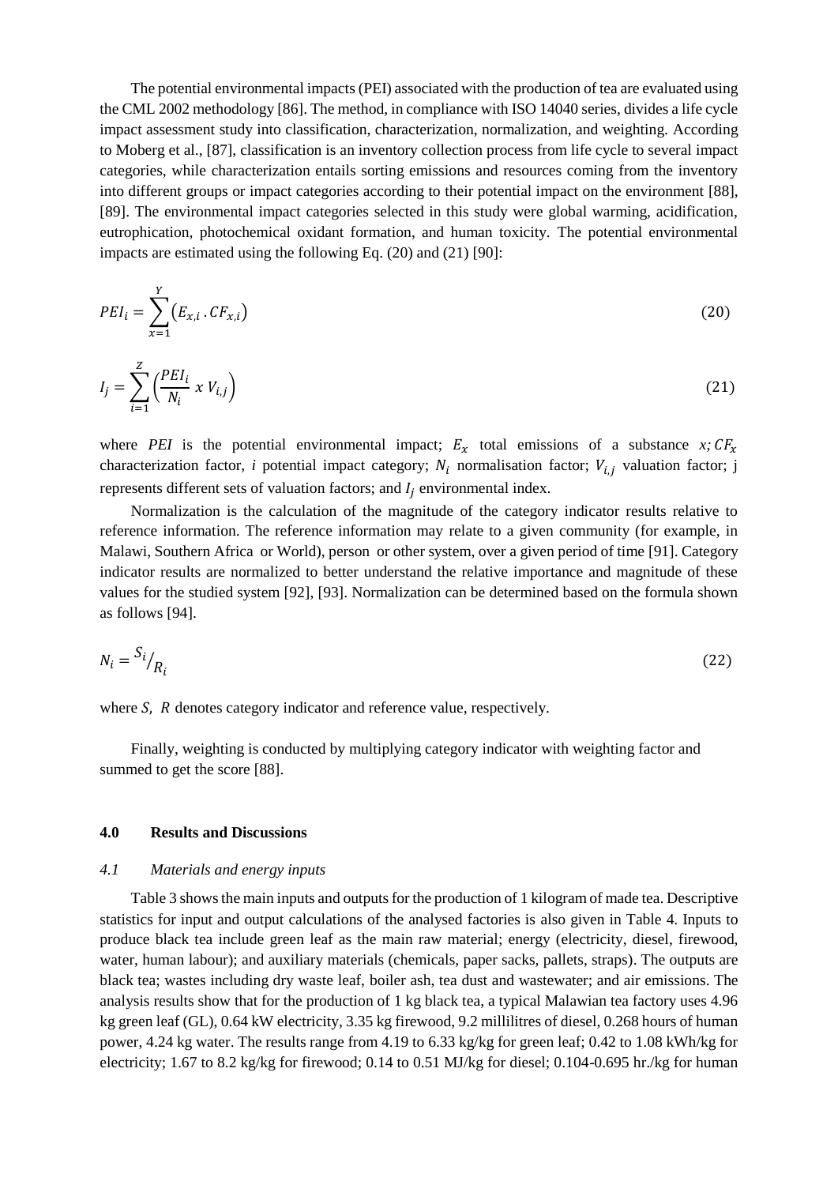The potential environmental impacts (PEI) associated with the production of tea are evaluated using the CML 2002 methodology [86]. The method, in compliance with ISO 14040 series, divides a life cycle impact assessment study into classification, characterization, normalization, and weighting. According to Moberg et al., [87], classification is an inventory collection process from life cycle to several impact categories, while characterization entails sorting emissions and resources coming from the inventory into different groups or impact categories according to their potential impact on the environment [88], [89]. The environmental impact categories selected in this study were global warming, acidification, eutrophication, photochemical oxidant formation, and human toxicity. The potential environmental impacts are estimated using the following Eq. (20) and (21) [90]:

$$PEI_i = \sum_{x=1}^{Y} \left(E_{x,i} \, . \, CF_{x,i}\right) \tag{20}$$

$$I_j = \sum_{i=1}^{Z} \left(\frac{PEI_i}{N_i} \; x \; V_{i,j}\right) \tag{21}$$

where *PEI* is the potential environmental impact; $E_x$ total emissions of a substance $x; CF_x$ characterization factor, *i* potential impact category; $N_i$ normalisation factor; $V_{i,j}$ valuation factor; j represents different sets of valuation factors; and $I_j$ environmental index.

Normalization is the calculation of the magnitude of the category indicator results relative to reference information. The reference information may relate to a given community (for example, in Malawi, Southern Africa or World), person or other system, over a given period of time [91]. Category indicator results are normalized to better understand the relative importance and magnitude of these values for the studied system [92], [93]. Normalization can be determined based on the formula shown as follows [94].

$$N_i = {}^{S_i}/_{R_i} \tag{22}$$

where $S, \; R$ denotes category indicator and reference value, respectively.

Finally, weighting is conducted by multiplying category indicator with weighting factor and summed to get the score [88].

## 4.0 Results and Discussions

### *4.1 Materials and energy inputs*

Table 3 shows the main inputs and outputs for the production of 1 kilogram of made tea. Descriptive statistics for input and output calculations of the analysed factories is also given in Table 4. Inputs to produce black tea include green leaf as the main raw material; energy (electricity, diesel, firewood, water, human labour); and auxiliary materials (chemicals, paper sacks, pallets, straps). The outputs are black tea; wastes including dry waste leaf, boiler ash, tea dust and wastewater; and air emissions. The analysis results show that for the production of 1 kg black tea, a typical Malawian tea factory uses 4.96 kg green leaf (GL), 0.64 kW electricity, 3.35 kg firewood, 9.2 millilitres of diesel, 0.268 hours of human power, 4.24 kg water. The results range from 4.19 to 6.33 kg/kg for green leaf; 0.42 to 1.08 kWh/kg for electricity; 1.67 to 8.2 kg/kg for firewood; 0.14 to 0.51 MJ/kg for diesel; 0.104-0.695 hr./kg for human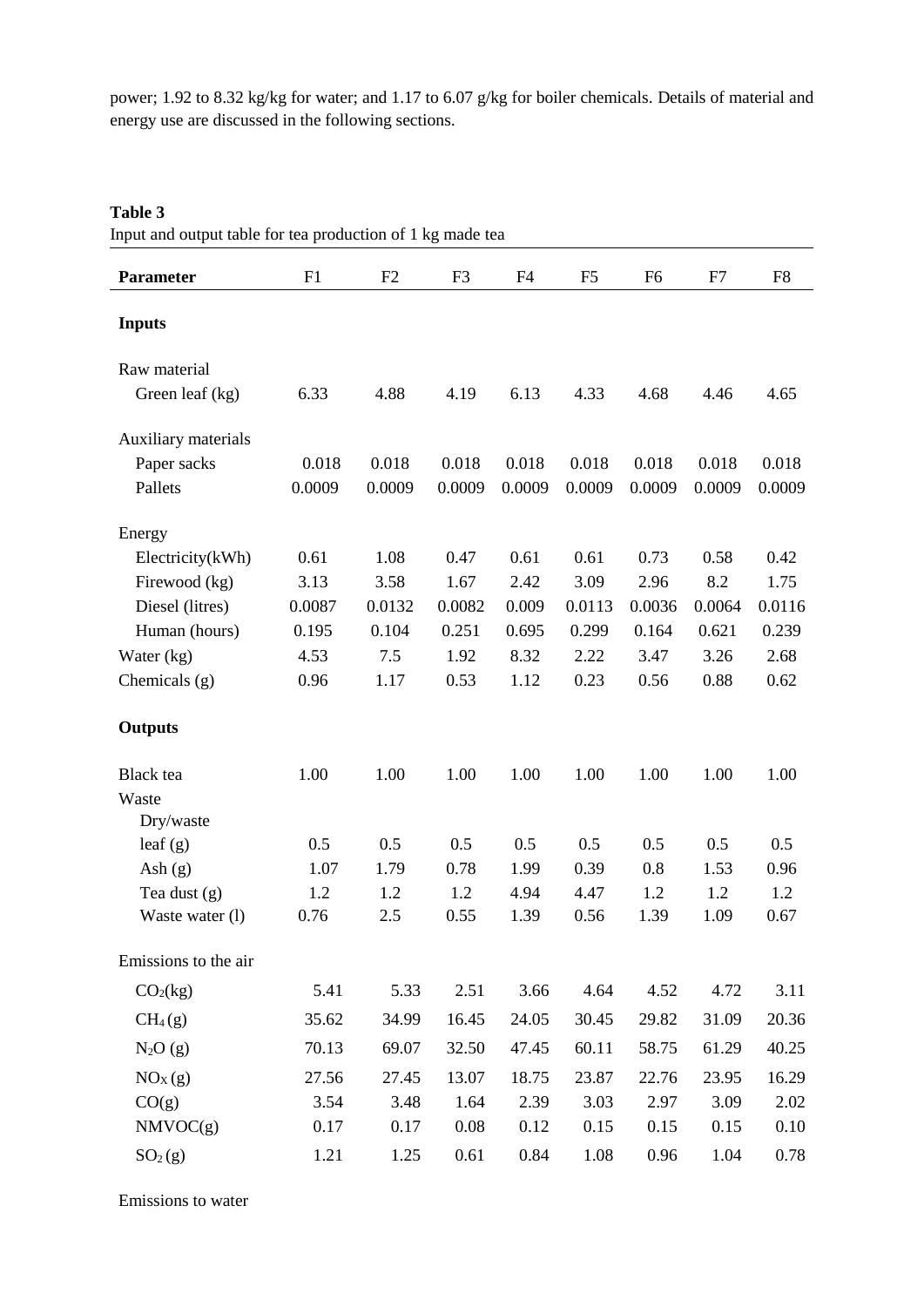power; 1.92 to 8.32 kg/kg for water; and 1.17 to 6.07 g/kg for boiler chemicals. Details of material and energy use are discussed in the following sections.

**Table 3**
Input and output table for tea production of 1 kg made tea

| Parameter | F1 | F2 | F3 | F4 | F5 | F6 | F7 | F8 |
|---|---|---|---|---|---|---|---|---|
| **Inputs** | | | | | | | | |
| Raw material | | | | | | | | |
| Green leaf (kg) | 6.33 | 4.88 | 4.19 | 6.13 | 4.33 | 4.68 | 4.46 | 4.65 |
| Auxiliary materials | | | | | | | | |
| Paper sacks | 0.018 | 0.018 | 0.018 | 0.018 | 0.018 | 0.018 | 0.018 | 0.018 |
| Pallets | 0.0009 | 0.0009 | 0.0009 | 0.0009 | 0.0009 | 0.0009 | 0.0009 | 0.0009 |
| Energy | | | | | | | | |
| Electricity(kWh) | 0.61 | 1.08 | 0.47 | 0.61 | 0.61 | 0.73 | 0.58 | 0.42 |
| Firewood (kg) | 3.13 | 3.58 | 1.67 | 2.42 | 3.09 | 2.96 | 8.2 | 1.75 |
| Diesel (litres) | 0.0087 | 0.0132 | 0.0082 | 0.009 | 0.0113 | 0.0036 | 0.0064 | 0.0116 |
| Human (hours) | 0.195 | 0.104 | 0.251 | 0.695 | 0.299 | 0.164 | 0.621 | 0.239 |
| Water (kg) | 4.53 | 7.5 | 1.92 | 8.32 | 2.22 | 3.47 | 3.26 | 2.68 |
| Chemicals (g) | 0.96 | 1.17 | 0.53 | 1.12 | 0.23 | 0.56 | 0.88 | 0.62 |
| **Outputs** | | | | | | | | |
| Black tea | 1.00 | 1.00 | 1.00 | 1.00 | 1.00 | 1.00 | 1.00 | 1.00 |
| Waste | | | | | | | | |
| Dry/waste leaf (g) | 0.5 | 0.5 | 0.5 | 0.5 | 0.5 | 0.5 | 0.5 | 0.5 |
| Ash (g) | 1.07 | 1.79 | 0.78 | 1.99 | 0.39 | 0.8 | 1.53 | 0.96 |
| Tea dust (g) | 1.2 | 1.2 | 1.2 | 4.94 | 4.47 | 1.2 | 1.2 | 1.2 |
| Waste water (l) | 0.76 | 2.5 | 0.55 | 1.39 | 0.56 | 1.39 | 1.09 | 0.67 |
| Emissions to the air | | | | | | | | |
| $CO_2$(kg) | 5.41 | 5.33 | 2.51 | 3.66 | 4.64 | 4.52 | 4.72 | 3.11 |
| $CH_4$ (g) | 35.62 | 34.99 | 16.45 | 24.05 | 30.45 | 29.82 | 31.09 | 20.36 |
| $N_2O$ (g) | 70.13 | 69.07 | 32.50 | 47.45 | 60.11 | 58.75 | 61.29 | 40.25 |
| $NO_X$ (g) | 27.56 | 27.45 | 13.07 | 18.75 | 23.87 | 22.76 | 23.95 | 16.29 |
| CO(g) | 3.54 | 3.48 | 1.64 | 2.39 | 3.03 | 2.97 | 3.09 | 2.02 |
| NMVOC(g) | 0.17 | 0.17 | 0.08 | 0.12 | 0.15 | 0.15 | 0.15 | 0.10 |
| $SO_2$ (g) | 1.21 | 1.25 | 0.61 | 0.84 | 1.08 | 0.96 | 1.04 | 0.78 |
| Emissions to water | | | | | | | | |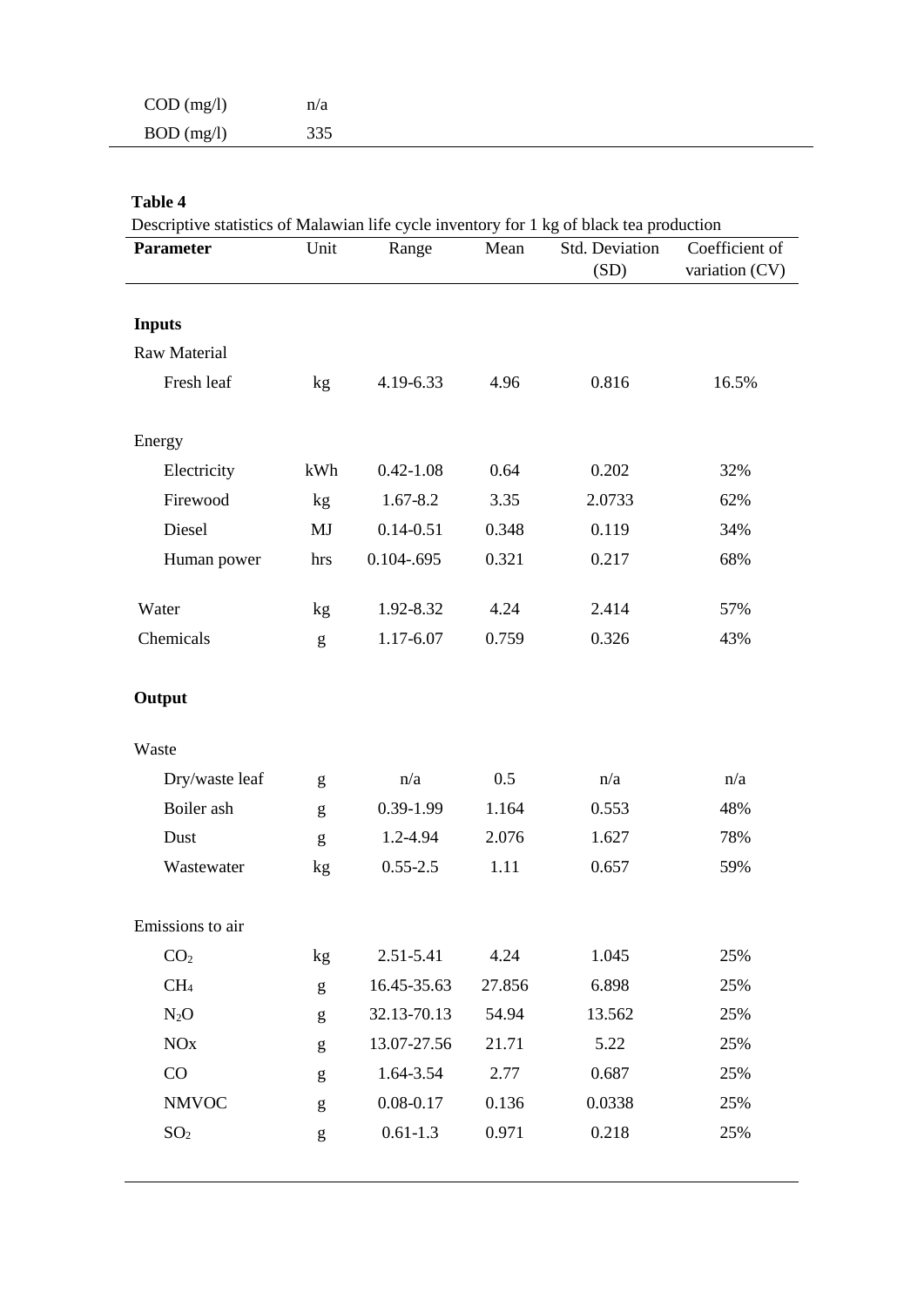| COD (mg/l) | n/a |
|---|---|
| BOD (mg/l) | 335 |

**Table 4**

Descriptive statistics of Malawian life cycle inventory for 1 kg of black tea production

| Parameter | Unit | Range | Mean | Std. Deviation (SD) | Coefficient of variation (CV) |
|---|---|---|---|---|---|
| **Inputs** | | | | | |
| Raw Material | | | | | |
| Fresh leaf | kg | 4.19-6.33 | 4.96 | 0.816 | 16.5% |
| Energy | | | | | |
| Electricity | kWh | 0.42-1.08 | 0.64 | 0.202 | 32% |
| Firewood | kg | 1.67-8.2 | 3.35 | 2.0733 | 62% |
| Diesel | MJ | 0.14-0.51 | 0.348 | 0.119 | 34% |
| Human power | hrs | 0.104-.695 | 0.321 | 0.217 | 68% |
| Water | kg | 1.92-8.32 | 4.24 | 2.414 | 57% |
| Chemicals | g | 1.17-6.07 | 0.759 | 0.326 | 43% |
| **Output** | | | | | |
| Waste | | | | | |
| Dry/waste leaf | g | n/a | 0.5 | n/a | n/a |
| Boiler ash | g | 0.39-1.99 | 1.164 | 0.553 | 48% |
| Dust | g | 1.2-4.94 | 2.076 | 1.627 | 78% |
| Wastewater | kg | 0.55-2.5 | 1.11 | 0.657 | 59% |
| Emissions to air | | | | | |
| $CO_2$ | kg | 2.51-5.41 | 4.24 | 1.045 | 25% |
| $CH_4$ | g | 16.45-35.63 | 27.856 | 6.898 | 25% |
| $N_2O$ | g | 32.13-70.13 | 54.94 | 13.562 | 25% |
| NOx | g | 13.07-27.56 | 21.71 | 5.22 | 25% |
| CO | g | 1.64-3.54 | 2.77 | 0.687 | 25% |
| NMVOC | g | 0.08-0.17 | 0.136 | 0.0338 | 25% |
| $SO_2$ | g | 0.61-1.3 | 0.971 | 0.218 | 25% |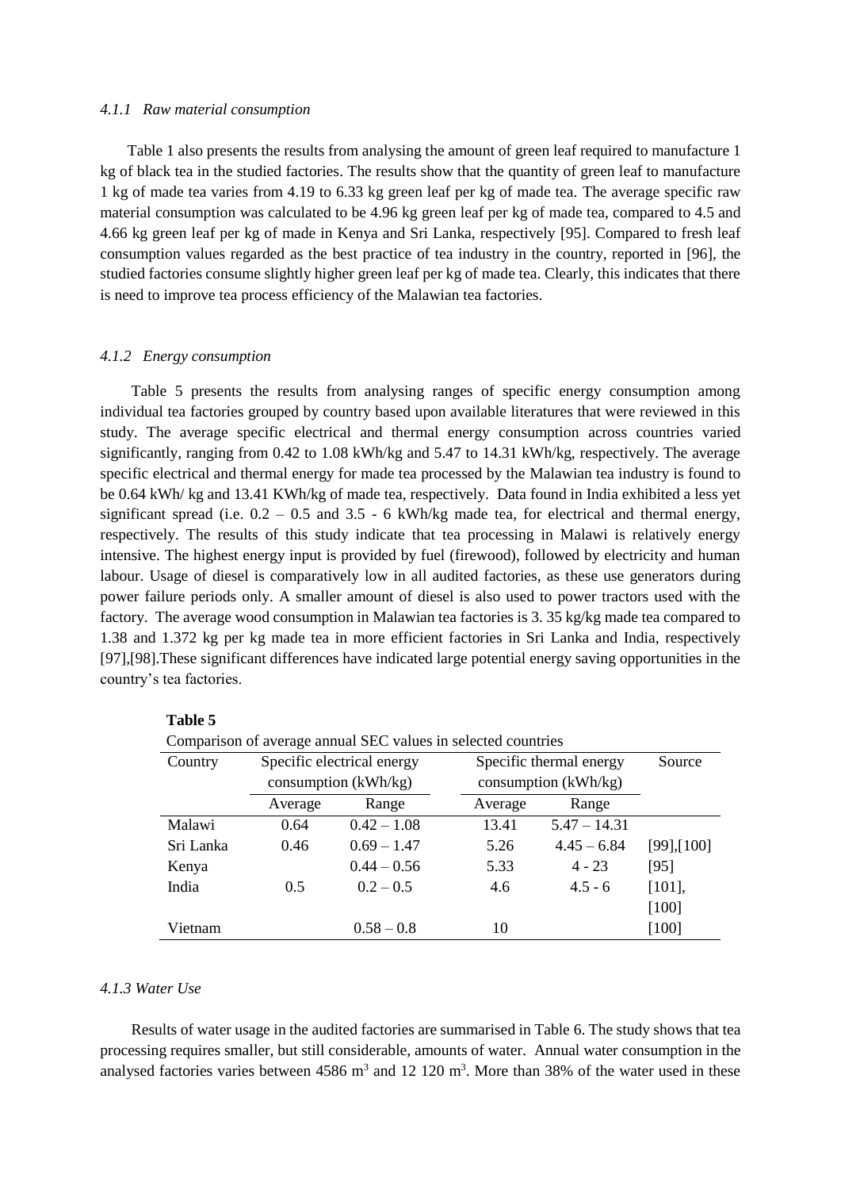#### *4.1.1 Raw material consumption*

Table 1 also presents the results from analysing the amount of green leaf required to manufacture 1 kg of black tea in the studied factories. The results show that the quantity of green leaf to manufacture 1 kg of made tea varies from 4.19 to 6.33 kg green leaf per kg of made tea. The average specific raw material consumption was calculated to be 4.96 kg green leaf per kg of made tea, compared to 4.5 and 4.66 kg green leaf per kg of made in Kenya and Sri Lanka, respectively [95]. Compared to fresh leaf consumption values regarded as the best practice of tea industry in the country, reported in [96], the studied factories consume slightly higher green leaf per kg of made tea. Clearly, this indicates that there is need to improve tea process efficiency of the Malawian tea factories.

#### *4.1.2 Energy consumption*

Table 5 presents the results from analysing ranges of specific energy consumption among individual tea factories grouped by country based upon available literatures that were reviewed in this study. The average specific electrical and thermal energy consumption across countries varied significantly, ranging from 0.42 to 1.08 kWh/kg and 5.47 to 14.31 kWh/kg, respectively. The average specific electrical and thermal energy for made tea processed by the Malawian tea industry is found to be 0.64 kWh/ kg and 13.41 KWh/kg of made tea, respectively. Data found in India exhibited a less yet significant spread (i.e. 0.2 – 0.5 and 3.5 - 6 kWh/kg made tea, for electrical and thermal energy, respectively. The results of this study indicate that tea processing in Malawi is relatively energy intensive. The highest energy input is provided by fuel (firewood), followed by electricity and human labour. Usage of diesel is comparatively low in all audited factories, as these use generators during power failure periods only. A smaller amount of diesel is also used to power tractors used with the factory. The average wood consumption in Malawian tea factories is 3. 35 kg/kg made tea compared to 1.38 and 1.372 kg per kg made tea in more efficient factories in Sri Lanka and India, respectively [97],[98].These significant differences have indicated large potential energy saving opportunities in the country's tea factories.

**Table 5**

Comparison of average annual SEC values in selected countries

| Country | Specific electrical energy consumption (kWh/kg) | | Specific thermal energy consumption (kWh/kg) | | Source |
|---|---|---|---|---|---|
| | Average | Range | Average | Range | |
| Malawi | 0.64 | 0.42 – 1.08 | 13.41 | 5.47 – 14.31 | |
| Sri Lanka | 0.46 | 0.69 – 1.47 | 5.26 | 4.45 – 6.84 | [99],[100] |
| Kenya | | 0.44 – 0.56 | 5.33 | 4 - 23 | [95] |
| India | 0.5 | 0.2 – 0.5 | 4.6 | 4.5 - 6 | [101], [100] |
| Vietnam | | 0.58 – 0.8 | 10 | | [100] |

#### *4.1.3 Water Use*

Results of water usage in the audited factories are summarised in Table 6. The study shows that tea processing requires smaller, but still considerable, amounts of water. Annual water consumption in the analysed factories varies between 4586 $m^3$ and 12 120 $m^3$. More than 38% of the water used in these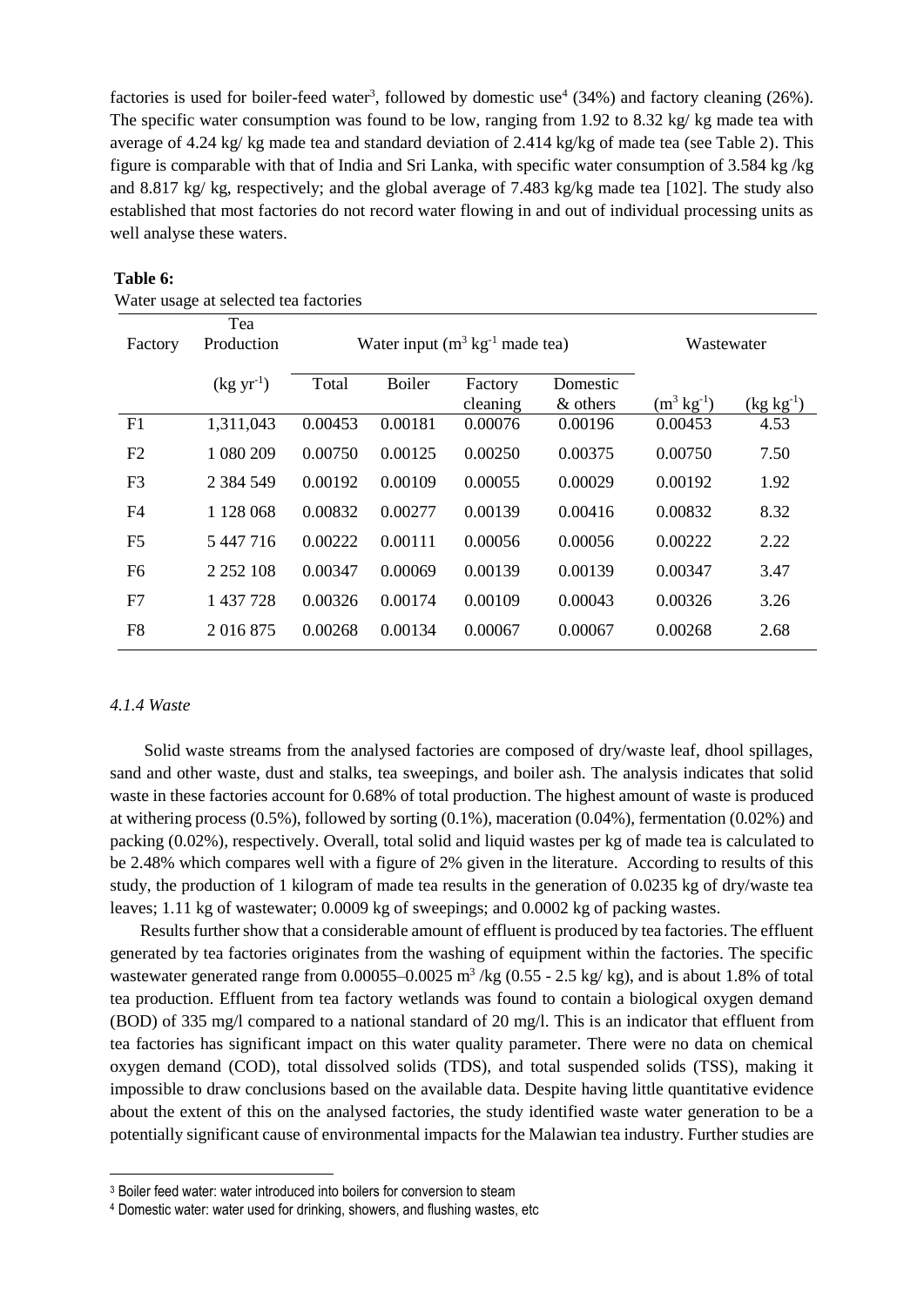factories is used for boiler-feed water[3], followed by domestic use[4] (34%) and factory cleaning (26%). The specific water consumption was found to be low, ranging from 1.92 to 8.32 kg/ kg made tea with average of 4.24 kg/ kg made tea and standard deviation of 2.414 kg/kg of made tea (see Table 2). This figure is comparable with that of India and Sri Lanka, with specific water consumption of 3.584 kg /kg and 8.817 kg/ kg, respectively; and the global average of 7.483 kg/kg made tea [102]. The study also established that most factories do not record water flowing in and out of individual processing units as well analyse these waters.

**Table 6:**

Water usage at selected tea factories

| Factory | Tea Production | Water input ($m^3$ $kg^{-1}$ made tea) | | | | Wastewater | |
|---|---|---|---|---|---|---|---|
| | ($kg$ $yr^{-1}$) | Total | Boiler | Factory cleaning | Domestic & others | ($m^3$ $kg^{-1}$) | ($kg$ $kg^{-1}$) |
| F1 | 1,311,043 | 0.00453 | 0.00181 | 0.00076 | 0.00196 | 0.00453 | 4.53 |
| F2 | 1 080 209 | 0.00750 | 0.00125 | 0.00250 | 0.00375 | 0.00750 | 7.50 |
| F3 | 2 384 549 | 0.00192 | 0.00109 | 0.00055 | 0.00029 | 0.00192 | 1.92 |
| F4 | 1 128 068 | 0.00832 | 0.00277 | 0.00139 | 0.00416 | 0.00832 | 8.32 |
| F5 | 5 447 716 | 0.00222 | 0.00111 | 0.00056 | 0.00056 | 0.00222 | 2.22 |
| F6 | 2 252 108 | 0.00347 | 0.00069 | 0.00139 | 0.00139 | 0.00347 | 3.47 |
| F7 | 1 437 728 | 0.00326 | 0.00174 | 0.00109 | 0.00043 | 0.00326 | 3.26 |
| F8 | 2 016 875 | 0.00268 | 0.00134 | 0.00067 | 0.00067 | 0.00268 | 2.68 |

#### *4.1.4 Waste*

Solid waste streams from the analysed factories are composed of dry/waste leaf, dhool spillages, sand and other waste, dust and stalks, tea sweepings, and boiler ash. The analysis indicates that solid waste in these factories account for 0.68% of total production. The highest amount of waste is produced at withering process (0.5%), followed by sorting (0.1%), maceration (0.04%), fermentation (0.02%) and packing (0.02%), respectively. Overall, total solid and liquid wastes per kg of made tea is calculated to be 2.48% which compares well with a figure of 2% given in the literature. According to results of this study, the production of 1 kilogram of made tea results in the generation of 0.0235 kg of dry/waste tea leaves; 1.11 kg of wastewater; 0.0009 kg of sweepings; and 0.0002 kg of packing wastes.

Results further show that a considerable amount of effluent is produced by tea factories. The effluent generated by tea factories originates from the washing of equipment within the factories. The specific wastewater generated range from 0.00055–0.0025 $m^3$ /kg (0.55 - 2.5 kg/ kg), and is about 1.8% of total tea production. Effluent from tea factory wetlands was found to contain a biological oxygen demand (BOD) of 335 mg/l compared to a national standard of 20 mg/l. This is an indicator that effluent from tea factories has significant impact on this water quality parameter. There were no data on chemical oxygen demand (COD), total dissolved solids (TDS), and total suspended solids (TSS), making it impossible to draw conclusions based on the available data. Despite having little quantitative evidence about the extent of this on the analysed factories, the study identified waste water generation to be a potentially significant cause of environmental impacts for the Malawian tea industry. Further studies are

[3] Boiler feed water: water introduced into boilers for conversion to steam

[4] Domestic water: water used for drinking, showers, and flushing wastes, etc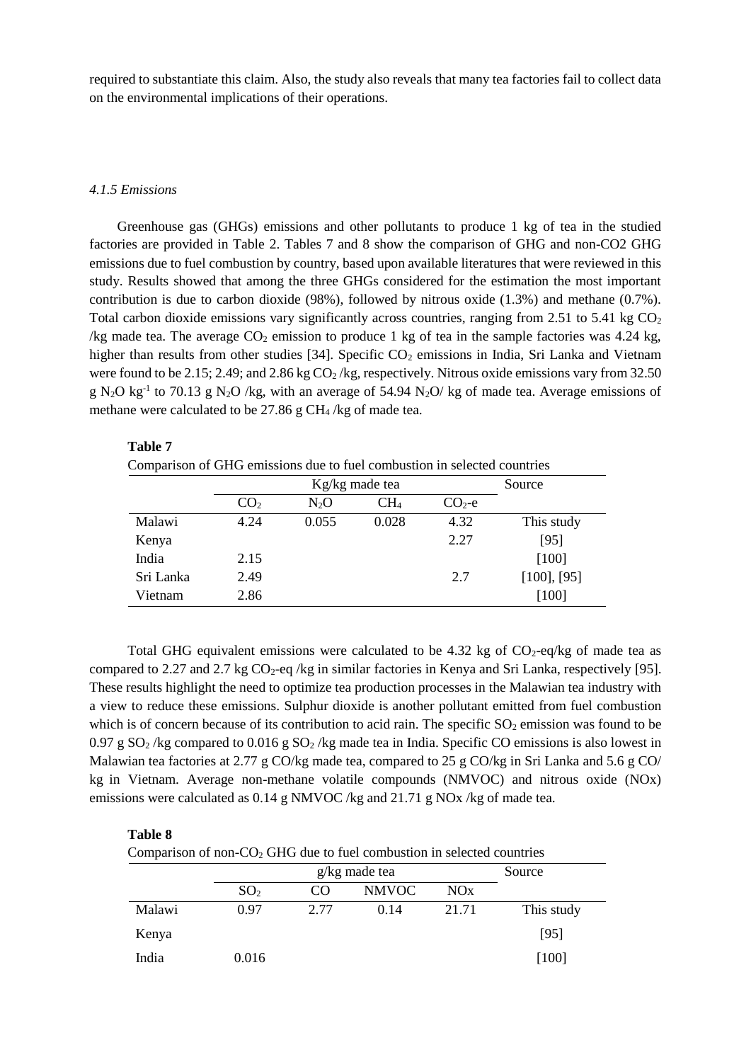required to substantiate this claim. Also, the study also reveals that many tea factories fail to collect data on the environmental implications of their operations.

#### *4.1.5 Emissions*

Greenhouse gas (GHGs) emissions and other pollutants to produce 1 kg of tea in the studied factories are provided in Table 2. Tables 7 and 8 show the comparison of GHG and non-CO2 GHG emissions due to fuel combustion by country, based upon available literatures that were reviewed in this study. Results showed that among the three GHGs considered for the estimation the most important contribution is due to carbon dioxide (98%), followed by nitrous oxide (1.3%) and methane (0.7%). Total carbon dioxide emissions vary significantly across countries, ranging from 2.51 to 5.41 kg $CO_2$ /kg made tea. The average $CO_2$ emission to produce 1 kg of tea in the sample factories was 4.24 kg, higher than results from other studies [34]. Specific $CO_2$ emissions in India, Sri Lanka and Vietnam were found to be 2.15; 2.49; and 2.86 kg $CO_2$ /kg, respectively. Nitrous oxide emissions vary from 32.50 g $N_2O$ $kg^{-1}$ to 70.13 g $N_2O$ /kg, with an average of 54.94 $N_2O$/ kg of made tea. Average emissions of methane were calculated to be 27.86 g $CH_4$ /kg of made tea.

**Table 7**

Comparison of GHG emissions due to fuel combustion in selected countries

| | Kg/kg made tea | | | | Source |
|---|---|---|---|---|---|
| | $CO_2$ | $N_2O$ | $CH_4$ | $CO_2$-e | |
| Malawi | 4.24 | 0.055 | 0.028 | 4.32 | This study |
| Kenya | | | | 2.27 | [95] |
| India | 2.15 | | | | [100] |
| Sri Lanka | 2.49 | | | 2.7 | [100], [95] |
| Vietnam | 2.86 | | | | [100] |

Total GHG equivalent emissions were calculated to be 4.32 kg of $CO_2$-eq/kg of made tea as compared to 2.27 and 2.7 kg $CO_2$-eq /kg in similar factories in Kenya and Sri Lanka, respectively [95]. These results highlight the need to optimize tea production processes in the Malawian tea industry with a view to reduce these emissions. Sulphur dioxide is another pollutant emitted from fuel combustion which is of concern because of its contribution to acid rain. The specific $SO_2$ emission was found to be 0.97 g $SO_2$ /kg compared to 0.016 g $SO_2$ /kg made tea in India. Specific CO emissions is also lowest in Malawian tea factories at 2.77 g CO/kg made tea, compared to 25 g CO/kg in Sri Lanka and 5.6 g CO/ kg in Vietnam. Average non-methane volatile compounds (NMVOC) and nitrous oxide (NOx) emissions were calculated as 0.14 g NMVOC /kg and 21.71 g NOx /kg of made tea.

**Table 8**

Comparison of non-$CO_2$ GHG due to fuel combustion in selected countries

| | g/kg made tea | | | | Source |
|---|---|---|---|---|---|
| | $SO_2$ | CO | NMVOC | NOx | |
| Malawi | 0.97 | 2.77 | 0.14 | 21.71 | This study |
| Kenya | | | | | [95] |
| India | 0.016 | | | | [100] |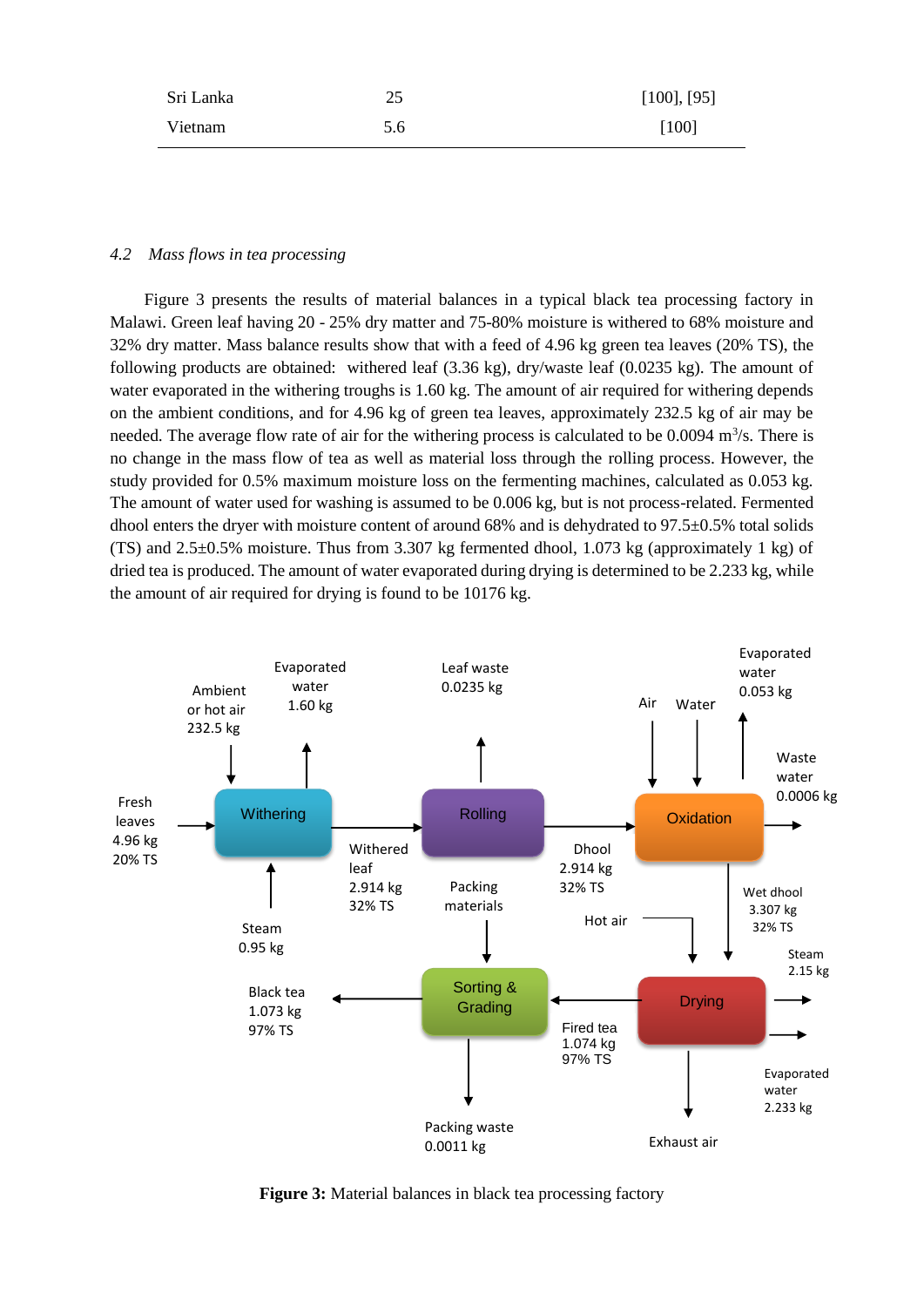| | | |
|---|---|---|
| Sri Lanka | 25 | [100], [95] |
| Vietnam | 5.6 | [100] |

### *4.2 Mass flows in tea processing*

Figure 3 presents the results of material balances in a typical black tea processing factory in Malawi. Green leaf having 20 - 25% dry matter and 75-80% moisture is withered to 68% moisture and 32% dry matter. Mass balance results show that with a feed of 4.96 kg green tea leaves (20% TS), the following products are obtained: withered leaf (3.36 kg), dry/waste leaf (0.0235 kg). The amount of water evaporated in the withering troughs is 1.60 kg. The amount of air required for withering depends on the ambient conditions, and for 4.96 kg of green tea leaves, approximately 232.5 kg of air may be needed. The average flow rate of air for the withering process is calculated to be 0.0094 $m^3$/s. There is no change in the mass flow of tea as well as material loss through the rolling process. However, the study provided for 0.5% maximum moisture loss on the fermenting machines, calculated as 0.053 kg. The amount of water used for washing is assumed to be 0.006 kg, but is not process-related. Fermented dhool enters the dryer with moisture content of around 68% and is dehydrated to 97.5±0.5% total solids (TS) and 2.5±0.5% moisture. Thus from 3.307 kg fermented dhool, 1.073 kg (approximately 1 kg) of dried tea is produced. The amount of water evaporated during drying is determined to be 2.233 kg, while the amount of air required for drying is found to be 10176 kg.

**Figure 3:** Material balances in black tea processing factory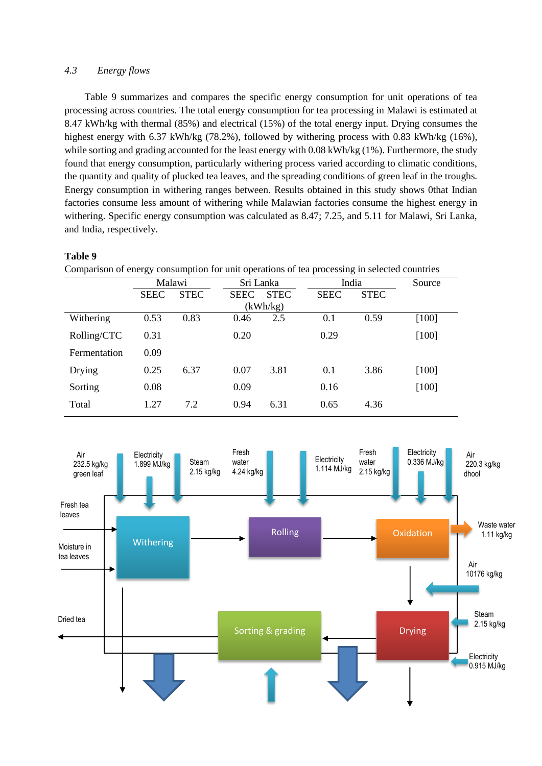### 4.3 *Energy flows*

Table 9 summarizes and compares the specific energy consumption for unit operations of tea processing across countries. The total energy consumption for tea processing in Malawi is estimated at 8.47 kWh/kg with thermal (85%) and electrical (15%) of the total energy input. Drying consumes the highest energy with 6.37 kWh/kg (78.2%), followed by withering process with 0.83 kWh/kg (16%), while sorting and grading accounted for the least energy with 0.08 kWh/kg (1%). Furthermore, the study found that energy consumption, particularly withering process varied according to climatic conditions, the quantity and quality of plucked tea leaves, and the spreading conditions of green leaf in the troughs. Energy consumption in withering ranges between. Results obtained in this study shows 0that Indian factories consume less amount of withering while Malawian factories consume the highest energy in withering. Specific energy consumption was calculated as 8.47; 7.25, and 5.11 for Malawi, Sri Lanka, and India, respectively.

**Table 9**

Comparison of energy consumption for unit operations of tea processing in selected countries

| | Malawi | | Sri Lanka | | India | | Source |
|---|---|---|---|---|---|---|---|
| | SEEC | STEC | SEEC | STEC | SEEC | STEC | |
| | | | (kWh/kg) | | | | |
| Withering | 0.53 | 0.83 | 0.46 | 2.5 | 0.1 | 0.59 | [100] |
| Rolling/CTC | 0.31 | | 0.20 | | 0.29 | | [100] |
| Fermentation | 0.09 | | | | | | |
| Drying | 0.25 | 6.37 | 0.07 | 3.81 | 0.1 | 3.86 | [100] |
| Sorting | 0.08 | | 0.09 | | 0.16 | | [100] |
| Total | 1.27 | 7.2 | 0.94 | 6.31 | 0.65 | 4.36 | |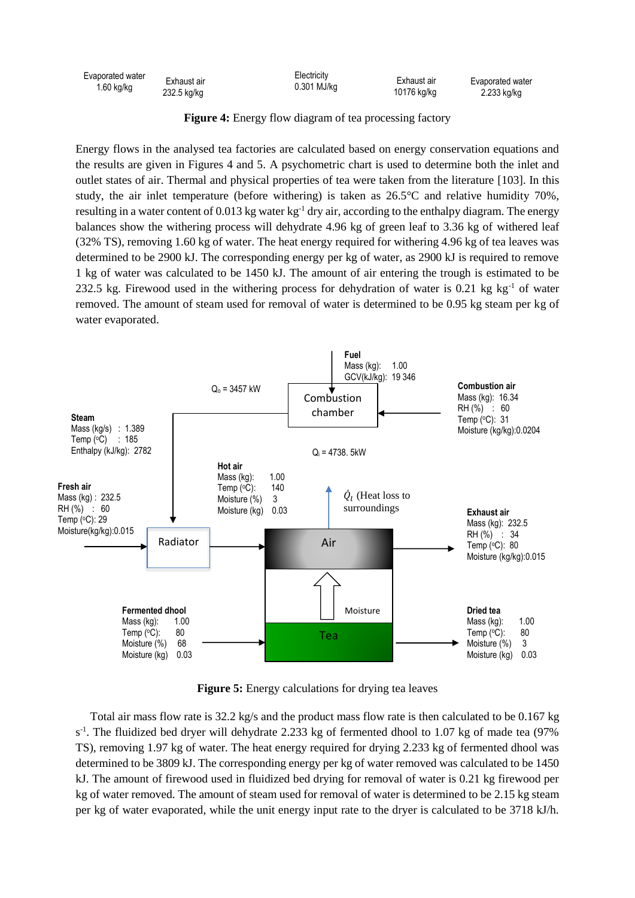Evaporated water 1.60 kg/kg | Exhaust air 232.5 kg/kg | Electricity 0.301 MJ/kg | Exhaust air 10176 kg/kg | Evaporated water 2.233 kg/kg

**Figure 4:** Energy flow diagram of tea processing factory

Energy flows in the analysed tea factories are calculated based on energy conservation equations and the results are given in Figures 4 and 5. A psychometric chart is used to determine both the inlet and outlet states of air. Thermal and physical properties of tea were taken from the literature [103]. In this study, the air inlet temperature (before withering) is taken as 26.5°C and relative humidity 70%, resulting in a water content of 0.013 kg water $kg^{-1}$ dry air, according to the enthalpy diagram. The energy balances show the withering process will dehydrate 4.96 kg of green leaf to 3.36 kg of withered leaf (32% TS), removing 1.60 kg of water. The heat energy required for withering 4.96 kg of tea leaves was determined to be 2900 kJ. The corresponding energy per kg of water, as 2900 kJ is required to remove 1 kg of water was calculated to be 1450 kJ. The amount of air entering the trough is estimated to be 232.5 kg. Firewood used in the withering process for dehydration of water is 0.21 kg $kg^{-1}$ of water removed. The amount of steam used for removal of water is determined to be 0.95 kg steam per kg of water evaporated.

**Fuel** Mass (kg): 1.00 GCV(kJ/kg): 19 346

**Combustion chamber**

$Q_o$ = 3457 kW

**Combustion air** Mass (kg): 16.34 RH (%) : 60 Temp (°C): 31 Moisture (kg/kg):0.0204

**Steam** Mass (kg/s) : 1.389 Temp (°C) : 185 Enthalpy (kJ/kg): 2782

$Q_i$ = 4738. 5kW

**Hot air** Mass (kg): 1.00 Temp (°C): 140 Moisture (%) 3 Moisture (kg) 0.03

$\dot{Q}_l$ (Heat loss to surroundings)

**Fresh air** Mass (kg) : 232.5 RH (%) : 60 Temp (°C): 29 Moisture(kg/kg):0.015

**Radiator**

**Air**

**Exhaust air** Mass (kg): 232.5 RH (%) : 34 Temp (°C): 80 Moisture (kg/kg):0.015

Moisture

**Fermented dhool** Mass (kg): 1.00 Temp (°C): 80 Moisture (%) 68 Moisture (kg) 0.03

**Tea**

**Dried tea** Mass (kg): 1.00 Temp (°C): 80 Moisture (%) 3 Moisture (kg) 0.03

**Figure 5:** Energy calculations for drying tea leaves

Total air mass flow rate is 32.2 kg/s and the product mass flow rate is then calculated to be 0.167 kg $s^{-1}$. The fluidized bed dryer will dehydrate 2.233 kg of fermented dhool to 1.07 kg of made tea (97% TS), removing 1.97 kg of water. The heat energy required for drying 2.233 kg of fermented dhool was determined to be 3809 kJ. The corresponding energy per kg of water removed was calculated to be 1450 kJ. The amount of firewood used in fluidized bed drying for removal of water is 0.21 kg firewood per kg of water removed. The amount of steam used for removal of water is determined to be 2.15 kg steam per kg of water evaporated, while the unit energy input rate to the dryer is calculated to be 3718 kJ/h.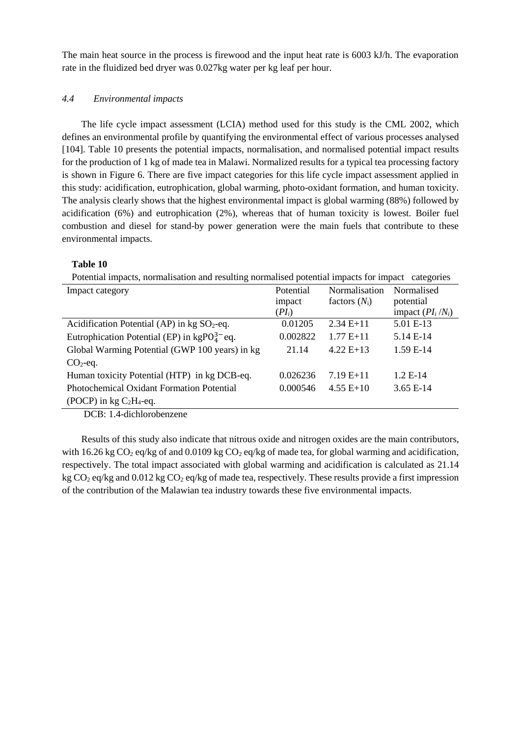The main heat source in the process is firewood and the input heat rate is 6003 kJ/h. The evaporation rate in the fluidized bed dryer was 0.027kg water per kg leaf per hour.

### *4.4 Environmental impacts*

The life cycle impact assessment (LCIA) method used for this study is the CML 2002, which defines an environmental profile by quantifying the environmental effect of various processes analysed [104]. Table 10 presents the potential impacts, normalisation, and normalised potential impact results for the production of 1 kg of made tea in Malawi. Normalized results for a typical tea processing factory is shown in Figure 6. There are five impact categories for this life cycle impact assessment applied in this study: acidification, eutrophication, global warming, photo-oxidant formation, and human toxicity. The analysis clearly shows that the highest environmental impact is global warming (88%) followed by acidification (6%) and eutrophication (2%), whereas that of human toxicity is lowest. Boiler fuel combustion and diesel for stand-by power generation were the main fuels that contribute to these environmental impacts.

**Table 10**

Potential impacts, normalisation and resulting normalised potential impacts for impact categories

| Impact category | Potential impact ($PI_i$) | Normalisation factors ($N_i$) | Normalised potential impact ($PI_i$ /$N_i$) |
|---|---|---|---|
| Acidification Potential (AP) in kg $SO_2$-eq. | 0.01205 | 2.34 E+11 | 5.01 E-13 |
| Eutrophication Potential (EP) in kg$PO_4^{3-}$ eq. | 0.002822 | 1.77 E+11 | 5.14 E-14 |
| Global Warming Potential (GWP 100 years) in kg $CO_2$-eq. | 21.14 | 4.22 E+13 | 1.59 E-14 |
| Human toxicity Potential (HTP) in kg DCB-eq. | 0.026236 | 7.19 E+11 | 1.2 E-14 |
| Photochemical Oxidant Formation Potential (POCP) in kg $C_2H_4$-eq. | 0.000546 | 4.55 E+10 | 3.65 E-14 |

DCB: 1.4-dichlorobenzene

Results of this study also indicate that nitrous oxide and nitrogen oxides are the main contributors, with 16.26 kg $CO_2$ eq/kg of and 0.0109 kg $CO_2$ eq/kg of made tea, for global warming and acidification, respectively. The total impact associated with global warming and acidification is calculated as 21.14 kg $CO_2$ eq/kg and 0.012 kg $CO_2$ eq/kg of made tea, respectively. These results provide a first impression of the contribution of the Malawian tea industry towards these five environmental impacts.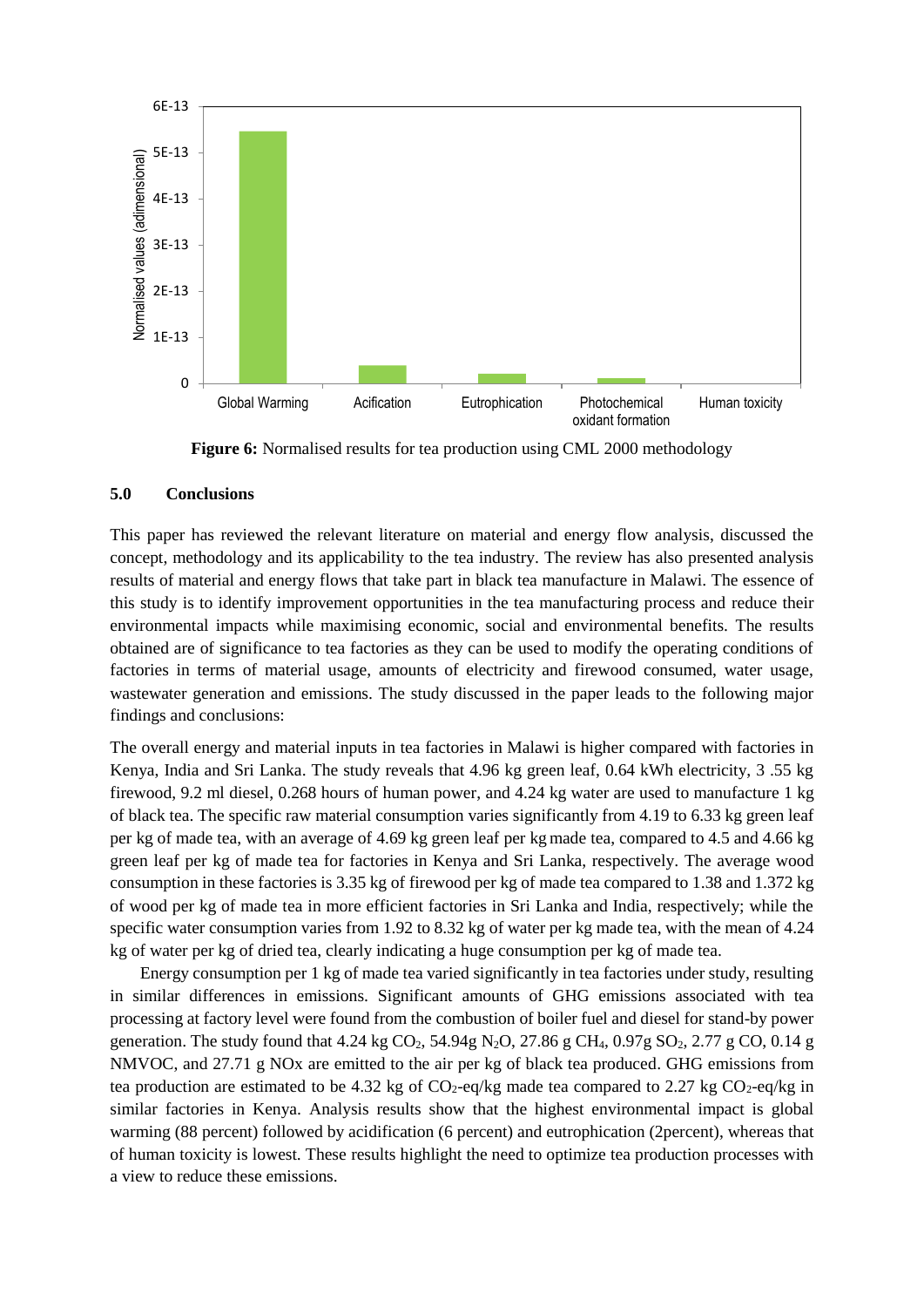**Figure 6:** Normalised results for tea production using CML 2000 methodology

## 5.0 Conclusions

This paper has reviewed the relevant literature on material and energy flow analysis, discussed the concept, methodology and its applicability to the tea industry. The review has also presented analysis results of material and energy flows that take part in black tea manufacture in Malawi. The essence of this study is to identify improvement opportunities in the tea manufacturing process and reduce their environmental impacts while maximising economic, social and environmental benefits. The results obtained are of significance to tea factories as they can be used to modify the operating conditions of factories in terms of material usage, amounts of electricity and firewood consumed, water usage, wastewater generation and emissions. The study discussed in the paper leads to the following major findings and conclusions:

The overall energy and material inputs in tea factories in Malawi is higher compared with factories in Kenya, India and Sri Lanka. The study reveals that 4.96 kg green leaf, 0.64 kWh electricity, 3 .55 kg firewood, 9.2 ml diesel, 0.268 hours of human power, and 4.24 kg water are used to manufacture 1 kg of black tea. The specific raw material consumption varies significantly from 4.19 to 6.33 kg green leaf per kg of made tea, with an average of 4.69 kg green leaf per kg made tea, compared to 4.5 and 4.66 kg green leaf per kg of made tea for factories in Kenya and Sri Lanka, respectively. The average wood consumption in these factories is 3.35 kg of firewood per kg of made tea compared to 1.38 and 1.372 kg of wood per kg of made tea in more efficient factories in Sri Lanka and India, respectively; while the specific water consumption varies from 1.92 to 8.32 kg of water per kg made tea, with the mean of 4.24 kg of water per kg of dried tea, clearly indicating a huge consumption per kg of made tea.

Energy consumption per 1 kg of made tea varied significantly in tea factories under study, resulting in similar differences in emissions. Significant amounts of GHG emissions associated with tea processing at factory level were found from the combustion of boiler fuel and diesel for stand-by power generation. The study found that 4.24 kg $CO_2$, 54.94g $N_2O$, 27.86 g $CH_4$, 0.97g $SO_2$, 2.77 g CO, 0.14 g NMVOC, and 27.71 g NOx are emitted to the air per kg of black tea produced. GHG emissions from tea production are estimated to be 4.32 kg of $CO_2$-eq/kg made tea compared to 2.27 kg $CO_2$-eq/kg in similar factories in Kenya. Analysis results show that the highest environmental impact is global warming (88 percent) followed by acidification (6 percent) and eutrophication (2percent), whereas that of human toxicity is lowest. These results highlight the need to optimize tea production processes with a view to reduce these emissions.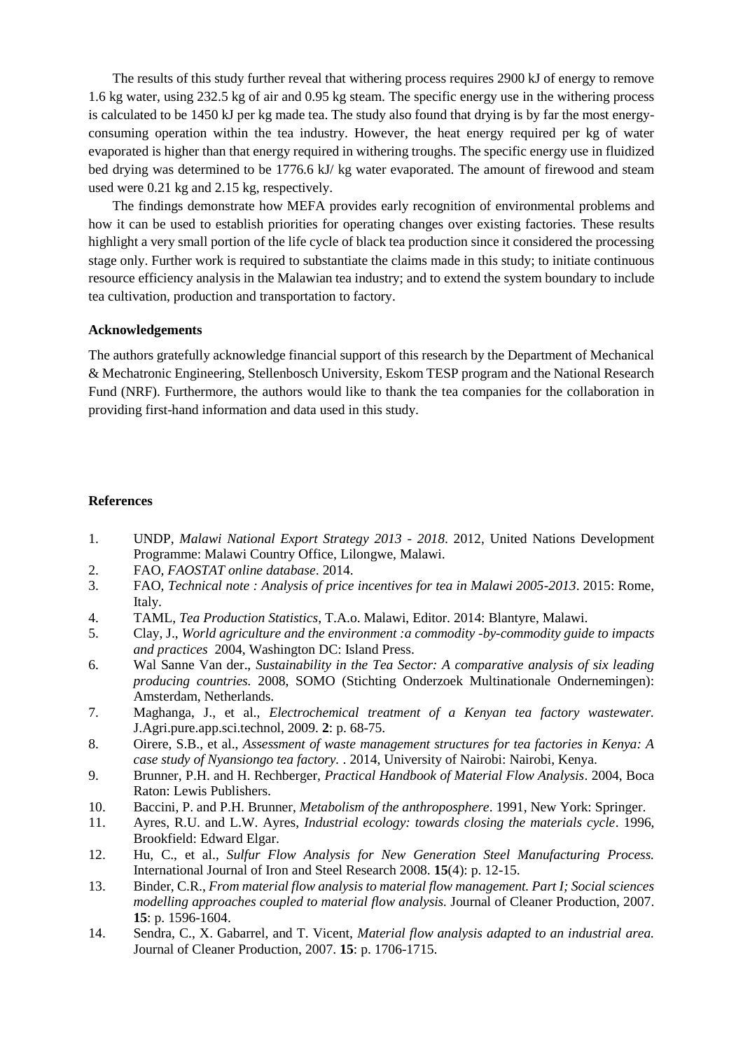The results of this study further reveal that withering process requires 2900 kJ of energy to remove 1.6 kg water, using 232.5 kg of air and 0.95 kg steam. The specific energy use in the withering process is calculated to be 1450 kJ per kg made tea. The study also found that drying is by far the most energy-consuming operation within the tea industry. However, the heat energy required per kg of water evaporated is higher than that energy required in withering troughs. The specific energy use in fluidized bed drying was determined to be 1776.6 kJ/ kg water evaporated. The amount of firewood and steam used were 0.21 kg and 2.15 kg, respectively.

The findings demonstrate how MEFA provides early recognition of environmental problems and how it can be used to establish priorities for operating changes over existing factories. These results highlight a very small portion of the life cycle of black tea production since it considered the processing stage only. Further work is required to substantiate the claims made in this study; to initiate continuous resource efficiency analysis in the Malawian tea industry; and to extend the system boundary to include tea cultivation, production and transportation to factory.

**Acknowledgements**

The authors gratefully acknowledge financial support of this research by the Department of Mechanical & Mechatronic Engineering, Stellenbosch University, Eskom TESP program and the National Research Fund (NRF). Furthermore, the authors would like to thank the tea companies for the collaboration in providing first-hand information and data used in this study.

**References**

1. UNDP, *Malawi National Export Strategy 2013 - 2018*. 2012, United Nations Development Programme: Malawi Country Office, Lilongwe, Malawi.
2. FAO, *FAOSTAT online database*. 2014.
3. FAO, *Technical note : Analysis of price incentives for tea in Malawi 2005-2013*. 2015: Rome, Italy.
4. TAML, *Tea Production Statistics*, T.A.o. Malawi, Editor. 2014: Blantyre, Malawi.
5. Clay, J., *World agriculture and the environment :a commodity -by-commodity guide to impacts and practices* 2004, Washington DC: Island Press.
6. Wal Sanne Van der., *Sustainability in the Tea Sector: A comparative analysis of six leading producing countries.* 2008, SOMO (Stichting Onderzoek Multinationale Ondernemingen): Amsterdam, Netherlands.
7. Maghanga, J., et al., *Electrochemical treatment of a Kenyan tea factory wastewater.* J.Agri.pure.app.sci.technol, 2009. **2**: p. 68-75.
8. Oirere, S.B., et al., *Assessment of waste management structures for tea factories in Kenya: A case study of Nyansiongo tea factory.* . 2014, University of Nairobi: Nairobi, Kenya.
9. Brunner, P.H. and H. Rechberger, *Practical Handbook of Material Flow Analysis*. 2004, Boca Raton: Lewis Publishers.
10. Baccini, P. and P.H. Brunner, *Metabolism of the anthroposphere*. 1991, New York: Springer.
11. Ayres, R.U. and L.W. Ayres, *Industrial ecology: towards closing the materials cycle*. 1996, Brookfield: Edward Elgar.
12. Hu, C., et al., *Sulfur Flow Analysis for New Generation Steel Manufacturing Process.* International Journal of Iron and Steel Research 2008. **15**(4): p. 12-15.
13. Binder, C.R., *From material flow analysis to material flow management. Part I; Social sciences modelling approaches coupled to material flow analysis.* Journal of Cleaner Production, 2007. **15**: p. 1596-1604.
14. Sendra, C., X. Gabarrel, and T. Vicent, *Material flow analysis adapted to an industrial area.* Journal of Cleaner Production, 2007. **15**: p. 1706-1715.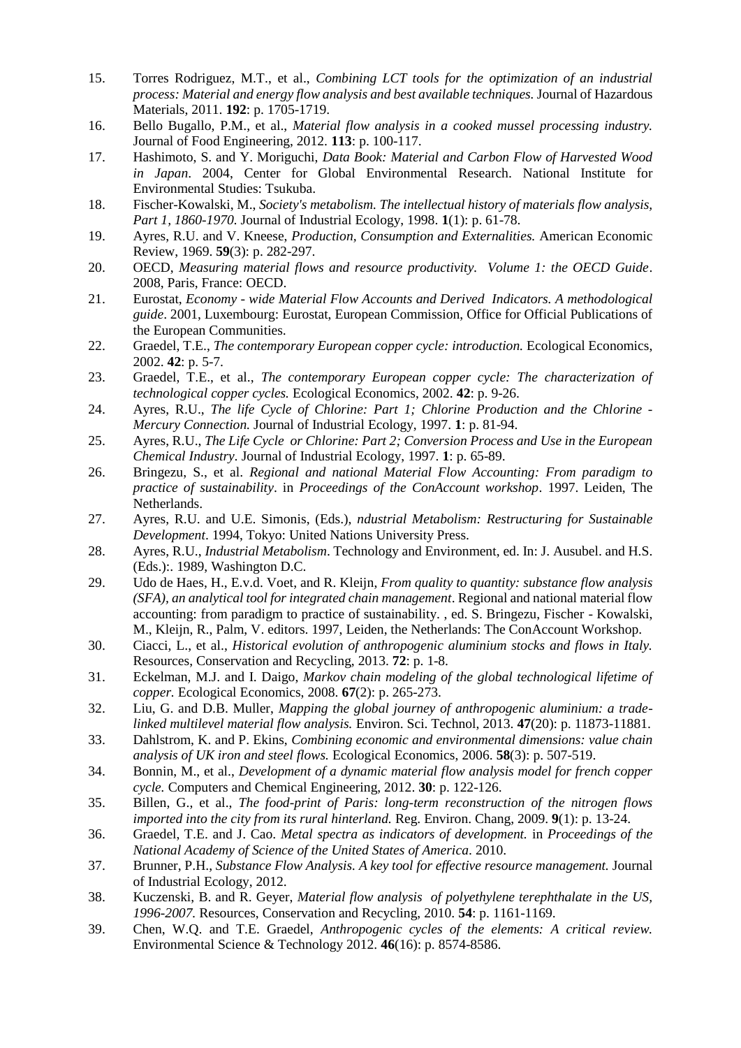15. Torres Rodriguez, M.T., et al., *Combining LCT tools for the optimization of an industrial process: Material and energy flow analysis and best available techniques.* Journal of Hazardous Materials, 2011. **192**: p. 1705-1719.
16. Bello Bugallo, P.M., et al., *Material flow analysis in a cooked mussel processing industry.* Journal of Food Engineering, 2012. **113**: p. 100-117.
17. Hashimoto, S. and Y. Moriguchi, *Data Book: Material and Carbon Flow of Harvested Wood in Japan*. 2004, Center for Global Environmental Research. National Institute for Environmental Studies: Tsukuba.
18. Fischer-Kowalski, M., *Society's metabolism. The intellectual history of materials flow analysis, Part 1, 1860-1970.* Journal of Industrial Ecology, 1998. **1**(1): p. 61-78.
19. Ayres, R.U. and V. Kneese, *Production, Consumption and Externalities.* American Economic Review, 1969. **59**(3): p. 282-297.
20. OECD, *Measuring material flows and resource productivity. Volume 1: the OECD Guide*. 2008, Paris, France: OECD.
21. Eurostat, *Economy - wide Material Flow Accounts and Derived Indicators. A methodological guide*. 2001, Luxembourg: Eurostat, European Commission, Office for Official Publications of the European Communities.
22. Graedel, T.E., *The contemporary European copper cycle: introduction.* Ecological Economics, 2002. **42**: p. 5-7.
23. Graedel, T.E., et al., *The contemporary European copper cycle: The characterization of technological copper cycles.* Ecological Economics, 2002. **42**: p. 9-26.
24. Ayres, R.U., *The life Cycle of Chlorine: Part 1; Chlorine Production and the Chlorine - Mercury Connection.* Journal of Industrial Ecology, 1997. **1**: p. 81-94.
25. Ayres, R.U., *The Life Cycle or Chlorine: Part 2; Conversion Process and Use in the European Chemical Industry.* Journal of Industrial Ecology, 1997. **1**: p. 65-89.
26. Bringezu, S., et al. *Regional and national Material Flow Accounting: From paradigm to practice of sustainability*. in *Proceedings of the ConAccount workshop*. 1997. Leiden, The Netherlands.
27. Ayres, R.U. and U.E. Simonis, (Eds.), *ndustrial Metabolism: Restructuring for Sustainable Development*. 1994, Tokyo: United Nations University Press.
28. Ayres, R.U., *Industrial Metabolism*. Technology and Environment, ed. In: J. Ausubel. and H.S. (Eds.):. 1989, Washington D.C.
29. Udo de Haes, H., E.v.d. Voet, and R. Kleijn, *From quality to quantity: substance flow analysis (SFA), an analytical tool for integrated chain management*. Regional and national material flow accounting: from paradigm to practice of sustainability. , ed. S. Bringezu, Fischer - Kowalski, M., Kleijn, R., Palm, V. editors. 1997, Leiden, the Netherlands: The ConAccount Workshop.
30. Ciacci, L., et al., *Historical evolution of anthropogenic aluminium stocks and flows in Italy.* Resources, Conservation and Recycling, 2013. **72**: p. 1-8.
31. Eckelman, M.J. and I. Daigo, *Markov chain modeling of the global technological lifetime of copper.* Ecological Economics, 2008. **67**(2): p. 265-273.
32. Liu, G. and D.B. Muller, *Mapping the global journey of anthropogenic aluminium: a trade-linked multilevel material flow analysis.* Environ. Sci. Technol, 2013. **47**(20): p. 11873-11881.
33. Dahlstrom, K. and P. Ekins, *Combining economic and environmental dimensions: value chain analysis of UK iron and steel flows.* Ecological Economics, 2006. **58**(3): p. 507-519.
34. Bonnin, M., et al., *Development of a dynamic material flow analysis model for french copper cycle.* Computers and Chemical Engineering, 2012. **30**: p. 122-126.
35. Billen, G., et al., *The food-print of Paris: long-term reconstruction of the nitrogen flows imported into the city from its rural hinterland.* Reg. Environ. Chang, 2009. **9**(1): p. 13-24.
36. Graedel, T.E. and J. Cao. *Metal spectra as indicators of development.* in *Proceedings of the National Academy of Science of the United States of America*. 2010.
37. Brunner, P.H., *Substance Flow Analysis. A key tool for effective resource management.* Journal of Industrial Ecology, 2012.
38. Kuczenski, B. and R. Geyer, *Material flow analysis of polyethylene terephthalate in the US, 1996-2007.* Resources, Conservation and Recycling, 2010. **54**: p. 1161-1169.
39. Chen, W.Q. and T.E. Graedel, *Anthropogenic cycles of the elements: A critical review.* Environmental Science & Technology 2012. **46**(16): p. 8574-8586.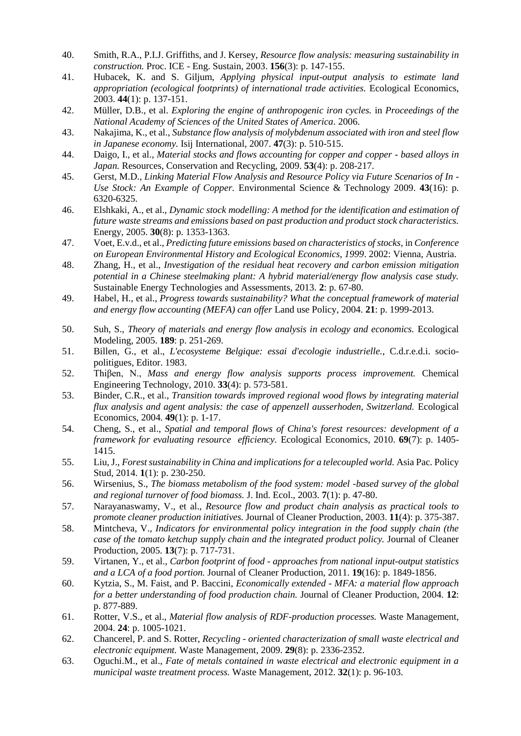40. Smith, R.A., P.I.J. Griffiths, and J. Kersey, *Resource flow analysis: measuring sustainability in construction.* Proc. ICE - Eng. Sustain, 2003. **156**(3): p. 147-155.
41. Hubacek, K. and S. Giljum, *Applying physical input-output analysis to estimate land appropriation (ecological footprints) of international trade activities.* Ecological Economics, 2003. **44**(1): p. 137-151.
42. Müller, D.B., et al. *Exploring the engine of anthropogenic iron cycles.* in *Proceedings of the National Academy of Sciences of the United States of America*. 2006.
43. Nakajima, K., et al., *Substance flow analysis of molybdenum associated with iron and steel flow in Japanese economy.* Isij International, 2007. **47**(3): p. 510-515.
44. Daigo, I., et al., *Material stocks and flows accounting for copper and copper - based alloys in Japan.* Resources, Conservation and Recycling, 2009. **53**(4): p. 208-217.
45. Gerst, M.D., *Linking Material Flow Analysis and Resource Policy via Future Scenarios of In - Use Stock: An Example of Copper.* Environmental Science & Technology 2009. **43**(16): p. 6320-6325.
46. Elshkaki, A., et al., *Dynamic stock modelling: A method for the identification and estimation of future waste streams and emissions based on past production and product stock characteristics.* Energy, 2005. **30**(8): p. 1353-1363.
47. Voet, E.v.d., et al., *Predicting future emissions based on characteristics of stocks*, in *Conference on European Environmental History and Ecological Economics, 1999*. 2002: Vienna, Austria.
48. Zhang, H., et al., *Investigation of the residual heat recovery and carbon emission mitigation potential in a Chinese steelmaking plant: A hybrid material/energy flow analysis case study.* Sustainable Energy Technologies and Assessments, 2013. **2**: p. 67-80.
49. Habel, H., et al., *Progress towards sustainability? What the conceptual framework of material and energy flow accounting (MEFA) can offer* Land use Policy, 2004. **21**: p. 1999-2013.
50. Suh, S., *Theory of materials and energy flow analysis in ecology and economics.* Ecological Modeling, 2005. **189**: p. 251-269.
51. Billen, G., et al., *L'ecosysteme Belgique: essai d'ecologie industrielle.*, C.d.r.e.d.i. socio-politigues, Editor. 1983.
52. Thiβen, N., *Mass and energy flow analysis supports process improvement.* Chemical Engineering Technology, 2010. **33**(4): p. 573-581.
53. Binder, C.R., et al., *Transition towards improved regional wood flows by integrating material flux analysis and agent analysis: the case of appenzell ausserhoden, Switzerland.* Ecological Economics, 2004. **49**(1): p. 1-17.
54. Cheng, S., et al., *Spatial and temporal flows of China's forest resources: development of a framework for evaluating resource efficiency.* Ecological Economics, 2010. **69**(7): p. 1405-1415.
55. Liu, J., *Forest sustainability in China and implications for a telecoupled world.* Asia Pac. Policy Stud, 2014. **1**(1): p. 230-250.
56. Wirsenius, S., *The biomass metabolism of the food system: model -based survey of the global and regional turnover of food biomass.* J. Ind. Ecol., 2003. **7**(1): p. 47-80.
57. Narayanaswamy, V., et al., *Resource flow and product chain analysis as practical tools to promote cleaner production initiatives.* Journal of Cleaner Production, 2003. **11**(4): p. 375-387.
58. Mintcheva, V., *Indicators for environmental policy integration in the food supply chain (the case of the tomato ketchup supply chain and the integrated product policy.* Journal of Cleaner Production, 2005. **13**(7): p. 717-731.
59. Virtanen, Y., et al., *Carbon footprint of food - approaches from national input-output statistics and a LCA of a food portion.* Journal of Cleaner Production, 2011. **19**(16): p. 1849-1856.
60. Kytzia, S., M. Faist, and P. Baccini, *Economically extended - MFA: a material flow approach for a better understanding of food production chain.* Journal of Cleaner Production, 2004. **12**: p. 877-889.
61. Rotter, V.S., et al., *Material flow analysis of RDF-production processes.* Waste Management, 2004. **24**: p. 1005-1021.
62. Chancerel, P. and S. Rotter, *Recycling - oriented characterization of small waste electrical and electronic equipment.* Waste Management, 2009. **29**(8): p. 2336-2352.
63. Oguchi.M., et al., *Fate of metals contained in waste electrical and electronic equipment in a municipal waste treatment process.* Waste Management, 2012. **32**(1): p. 96-103.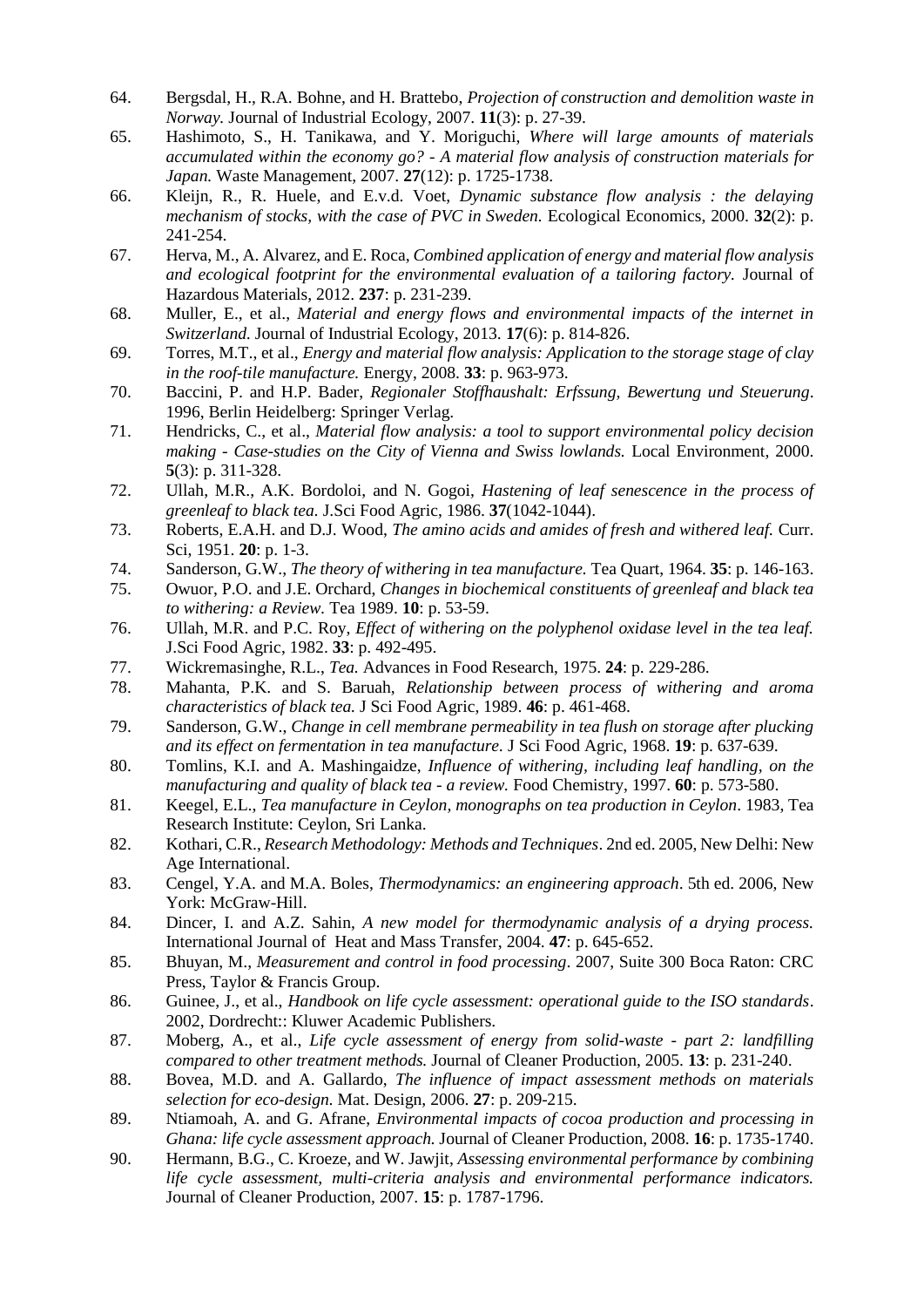64. Bergsdal, H., R.A. Bohne, and H. Brattebo, *Projection of construction and demolition waste in Norway.* Journal of Industrial Ecology, 2007. **11**(3): p. 27-39.
65. Hashimoto, S., H. Tanikawa, and Y. Moriguchi, *Where will large amounts of materials accumulated within the economy go? - A material flow analysis of construction materials for Japan.* Waste Management, 2007. **27**(12): p. 1725-1738.
66. Kleijn, R., R. Huele, and E.v.d. Voet, *Dynamic substance flow analysis : the delaying mechanism of stocks, with the case of PVC in Sweden.* Ecological Economics, 2000. **32**(2): p. 241-254.
67. Herva, M., A. Alvarez, and E. Roca, *Combined application of energy and material flow analysis and ecological footprint for the environmental evaluation of a tailoring factory.* Journal of Hazardous Materials, 2012. **237**: p. 231-239.
68. Muller, E., et al., *Material and energy flows and environmental impacts of the internet in Switzerland.* Journal of Industrial Ecology, 2013. **17**(6): p. 814-826.
69. Torres, M.T., et al., *Energy and material flow analysis: Application to the storage stage of clay in the roof-tile manufacture.* Energy, 2008. **33**: p. 963-973.
70. Baccini, P. and H.P. Bader, *Regionaler Stoffhaushalt: Erfssung, Bewertung und Steuerung*. 1996, Berlin Heidelberg: Springer Verlag.
71. Hendricks, C., et al., *Material flow analysis: a tool to support environmental policy decision making - Case-studies on the City of Vienna and Swiss lowlands.* Local Environment, 2000. **5**(3): p. 311-328.
72. Ullah, M.R., A.K. Bordoloi, and N. Gogoi, *Hastening of leaf senescence in the process of greenleaf to black tea.* J.Sci Food Agric, 1986. **37**(1042-1044).
73. Roberts, E.A.H. and D.J. Wood, *The amino acids and amides of fresh and withered leaf.* Curr. Sci, 1951. **20**: p. 1-3.
74. Sanderson, G.W., *The theory of withering in tea manufacture.* Tea Quart, 1964. **35**: p. 146-163.
75. Owuor, P.O. and J.E. Orchard, *Changes in biochemical constituents of greenleaf and black tea to withering: a Review.* Tea 1989. **10**: p. 53-59.
76. Ullah, M.R. and P.C. Roy, *Effect of withering on the polyphenol oxidase level in the tea leaf.* J.Sci Food Agric, 1982. **33**: p. 492-495.
77. Wickremasinghe, R.L., *Tea.* Advances in Food Research, 1975. **24**: p. 229-286.
78. Mahanta, P.K. and S. Baruah, *Relationship between process of withering and aroma characteristics of black tea.* J Sci Food Agric, 1989. **46**: p. 461-468.
79. Sanderson, G.W., *Change in cell membrane permeability in tea flush on storage after plucking and its effect on fermentation in tea manufacture.* J Sci Food Agric, 1968. **19**: p. 637-639.
80. Tomlins, K.I. and A. Mashingaidze, *Influence of withering, including leaf handling, on the manufacturing and quality of black tea - a review.* Food Chemistry, 1997. **60**: p. 573-580.
81. Keegel, E.L., *Tea manufacture in Ceylon, monographs on tea production in Ceylon*. 1983, Tea Research Institute: Ceylon, Sri Lanka.
82. Kothari, C.R., *Research Methodology: Methods and Techniques*. 2nd ed. 2005, New Delhi: New Age International.
83. Cengel, Y.A. and M.A. Boles, *Thermodynamics: an engineering approach*. 5th ed. 2006, New York: McGraw-Hill.
84. Dincer, I. and A.Z. Sahin, *A new model for thermodynamic analysis of a drying process.* International Journal of Heat and Mass Transfer, 2004. **47**: p. 645-652.
85. Bhuyan, M., *Measurement and control in food processing*. 2007, Suite 300 Boca Raton: CRC Press, Taylor & Francis Group.
86. Guinee, J., et al., *Handbook on life cycle assessment: operational guide to the ISO standards*. 2002, Dordrecht:: Kluwer Academic Publishers.
87. Moberg, A., et al., *Life cycle assessment of energy from solid-waste - part 2: landfilling compared to other treatment methods.* Journal of Cleaner Production, 2005. **13**: p. 231-240.
88. Bovea, M.D. and A. Gallardo, *The influence of impact assessment methods on materials selection for eco-design.* Mat. Design, 2006. **27**: p. 209-215.
89. Ntiamoah, A. and G. Afrane, *Environmental impacts of cocoa production and processing in Ghana: life cycle assessment approach.* Journal of Cleaner Production, 2008. **16**: p. 1735-1740.
90. Hermann, B.G., C. Kroeze, and W. Jawjit, *Assessing environmental performance by combining life cycle assessment, multi-criteria analysis and environmental performance indicators.* Journal of Cleaner Production, 2007. **15**: p. 1787-1796.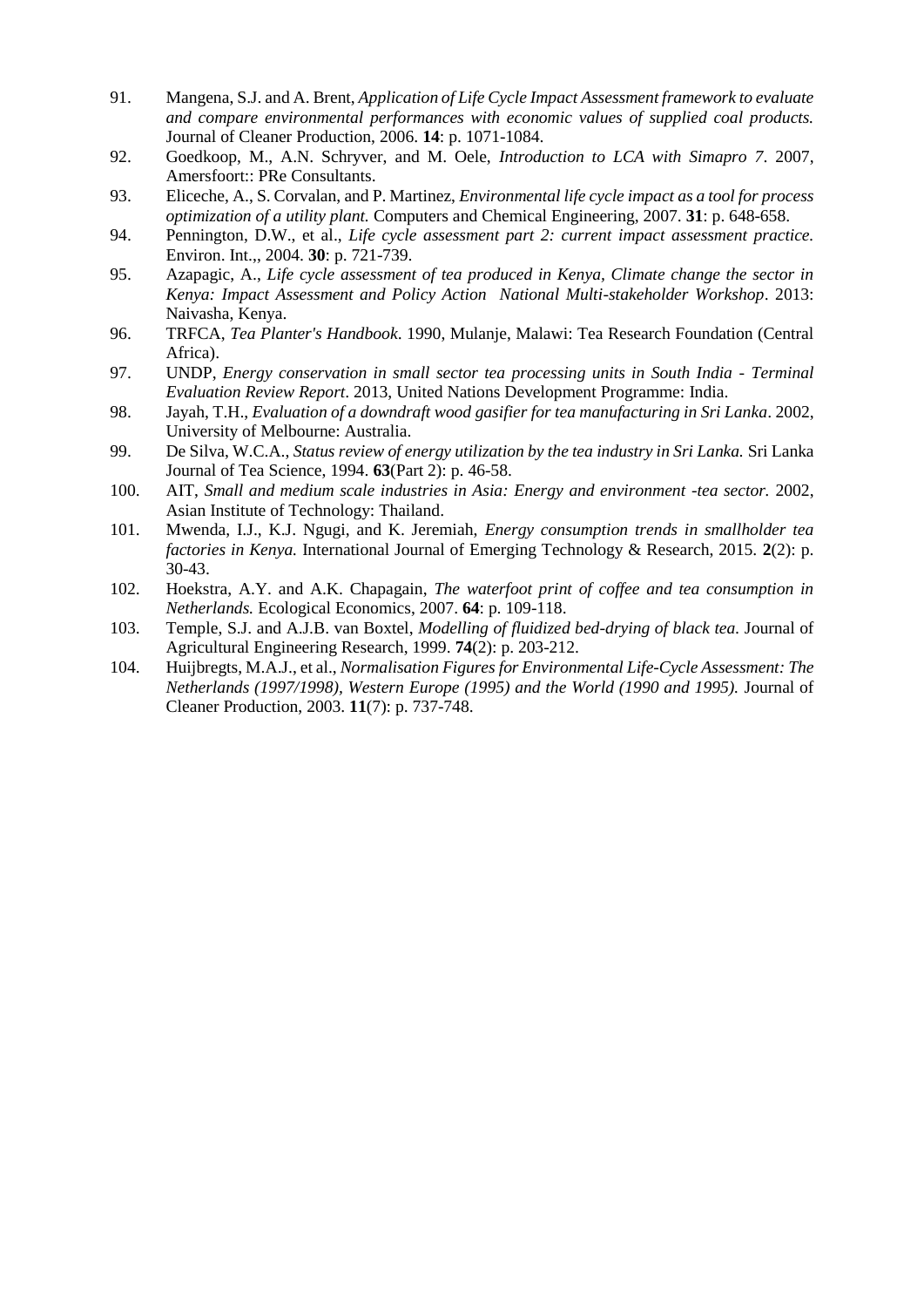91. Mangena, S.J. and A. Brent, *Application of Life Cycle Impact Assessment framework to evaluate and compare environmental performances with economic values of supplied coal products.* Journal of Cleaner Production, 2006. **14**: p. 1071-1084.
92. Goedkoop, M., A.N. Schryver, and M. Oele, *Introduction to LCA with Simapro 7*. 2007, Amersfoort:: PRe Consultants.
93. Eliceche, A., S. Corvalan, and P. Martinez, *Environmental life cycle impact as a tool for process optimization of a utility plant.* Computers and Chemical Engineering, 2007. **31**: p. 648-658.
94. Pennington, D.W., et al., *Life cycle assessment part 2: current impact assessment practice.* Environ. Int.,, 2004. **30**: p. 721-739.
95. Azapagic, A., *Life cycle assessment of tea produced in Kenya, Climate change the sector in Kenya: Impact Assessment and Policy Action National Multi-stakeholder Workshop*. 2013: Naivasha, Kenya.
96. TRFCA, *Tea Planter's Handbook*. 1990, Mulanje, Malawi: Tea Research Foundation (Central Africa).
97. UNDP, *Energy conservation in small sector tea processing units in South India - Terminal Evaluation Review Report*. 2013, United Nations Development Programme: India.
98. Jayah, T.H., *Evaluation of a downdraft wood gasifier for tea manufacturing in Sri Lanka*. 2002, University of Melbourne: Australia.
99. De Silva, W.C.A., *Status review of energy utilization by the tea industry in Sri Lanka.* Sri Lanka Journal of Tea Science, 1994. **63**(Part 2): p. 46-58.
100. AIT, *Small and medium scale industries in Asia: Energy and environment -tea sector.* 2002, Asian Institute of Technology: Thailand.
101. Mwenda, I.J., K.J. Ngugi, and K. Jeremiah, *Energy consumption trends in smallholder tea factories in Kenya.* International Journal of Emerging Technology & Research, 2015. **2**(2): p. 30-43.
102. Hoekstra, A.Y. and A.K. Chapagain, *The waterfoot print of coffee and tea consumption in Netherlands.* Ecological Economics, 2007. **64**: p. 109-118.
103. Temple, S.J. and A.J.B. van Boxtel, *Modelling of fluidized bed-drying of black tea.* Journal of Agricultural Engineering Research, 1999. **74**(2): p. 203-212.
104. Huijbregts, M.A.J., et al., *Normalisation Figures for Environmental Life-Cycle Assessment: The Netherlands (1997/1998), Western Europe (1995) and the World (1990 and 1995).* Journal of Cleaner Production, 2003. **11**(7): p. 737-748.